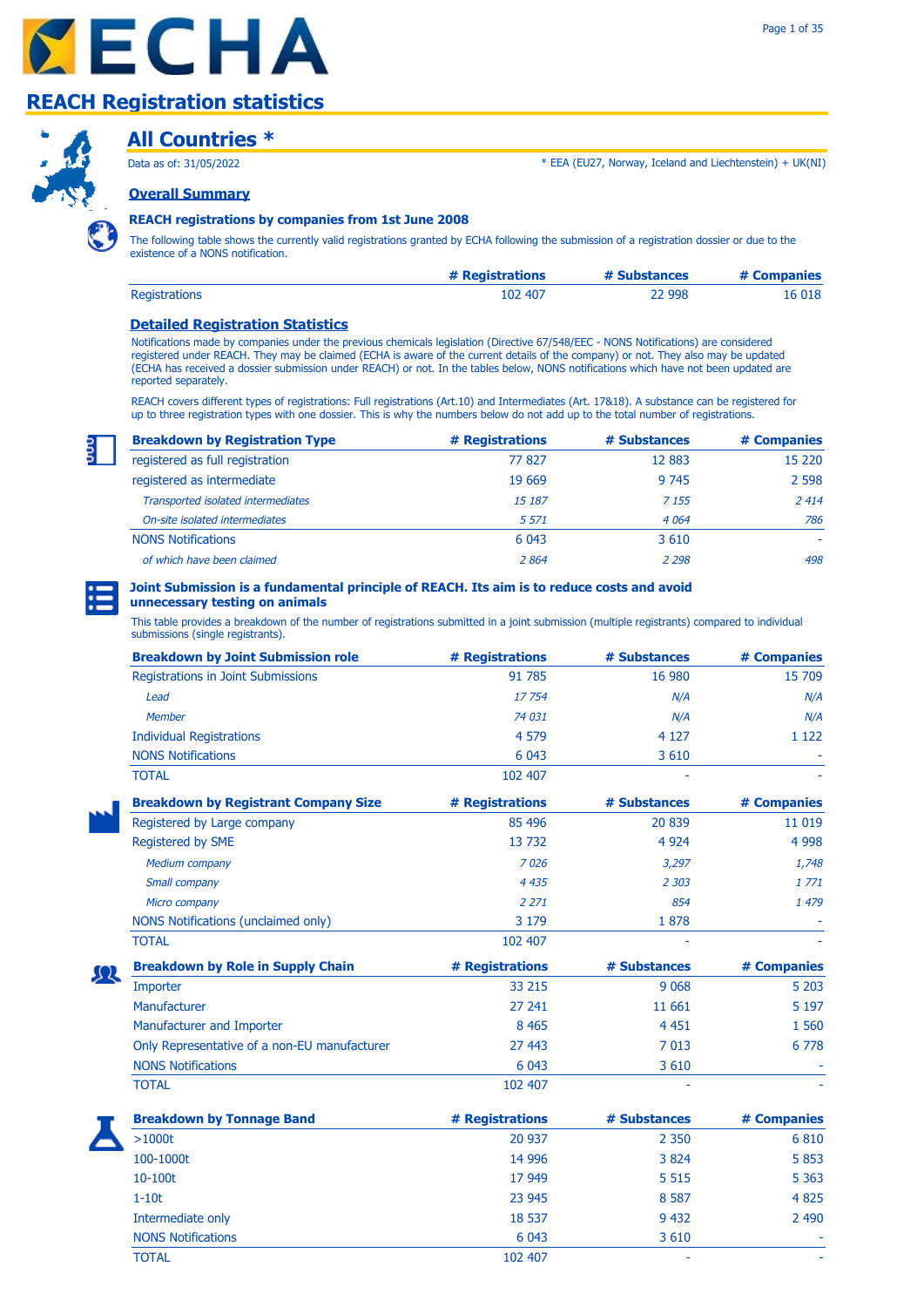# ECHA

## REACH Registration statistics

### All Countries *

Data as of: 31/05/2022

* EEA (EU27, Norway, Iceland and Liechtenstein) + UK(NI)

#### Overall Summary

**REACH registrations by companies from 1st June 2008**

The following table shows the currently valid registrations granted by ECHA following the submission of a registration dossier or due to the existence of a NONS notification.

| | # Registrations | # Substances | # Companies |
|---|---|---|---|
| Registrations | 102 407 | 22 998 | 16 018 |

#### Detailed Registration Statistics

Notifications made by companies under the previous chemicals legislation (Directive 67/548/EEC - NONS Notifications) are considered registered under REACH. They may be claimed (ECHA is aware of the current details of the company) or not. They also may be updated (ECHA has received a dossier submission under REACH) or not. In the tables below, NONS notifications which have not been updated are reported separately.

REACH covers different types of registrations: Full registrations (Art.10) and Intermediates (Art. 17&18). A substance can be registered for up to three registration types with one dossier. This is why the numbers below do not add up to the total number of registrations.

| Breakdown by Registration Type | # Registrations | # Substances | # Companies |
|---|---|---|---|
| registered as full registration | 77 827 | 12 883 | 15 220 |
| registered as intermediate | 19 669 | 9 745 | 2 598 |
| *Transported isolated intermediates* | *15 187* | *7 155* | *2 414* |
| *On-site isolated intermediates* | *5 571* | *4 064* | *786* |
| NONS Notifications | 6 043 | 3 610 | - |
| *of which have been claimed* | *2 864* | *2 298* | *498* |

**Joint Submission is a fundamental principle of REACH. Its aim is to reduce costs and avoid unnecessary testing on animals**

This table provides a breakdown of the number of registrations submitted in a joint submission (multiple registrants) compared to individual submissions (single registrants).

| Breakdown by Joint Submission role | # Registrations | # Substances | # Companies |
|---|---|---|---|
| Registrations in Joint Submissions | 91 785 | 16 980 | 15 709 |
| *Lead* | *17 754* | *N/A* | *N/A* |
| *Member* | *74 031* | *N/A* | *N/A* |
| Individual Registrations | 4 579 | 4 127 | 1 122 |
| NONS Notifications | 6 043 | 3 610 | - |
| TOTAL | 102 407 | - | - |

| Breakdown by Registrant Company Size | # Registrations | # Substances | # Companies |
|---|---|---|---|
| Registered by Large company | 85 496 | 20 839 | 11 019 |
| Registered by SME | 13 732 | 4 924 | 4 998 |
| *Medium company* | *7 026* | *3,297* | *1,748* |
| *Small company* | *4 435* | *2 303* | *1 771* |
| *Micro company* | *2 271* | *854* | *1 479* |
| NONS Notifications (unclaimed only) | 3 179 | 1 878 | - |
| TOTAL | 102 407 | - | - |

| Breakdown by Role in Supply Chain | # Registrations | # Substances | # Companies |
|---|---|---|---|
| Importer | 33 215 | 9 068 | 5 203 |
| Manufacturer | 27 241 | 11 661 | 5 197 |
| Manufacturer and Importer | 8 465 | 4 451 | 1 560 |
| Only Representative of a non-EU manufacturer | 27 443 | 7 013 | 6 778 |
| NONS Notifications | 6 043 | 3 610 | - |
| TOTAL | 102 407 | - | - |

| Breakdown by Tonnage Band | # Registrations | # Substances | # Companies |
|---|---|---|---|
| >1000t | 20 937 | 2 350 | 6 810 |
| 100-1000t | 14 996 | 3 824 | 5 853 |
| 10-100t | 17 949 | 5 515 | 5 363 |
| 1-10t | 23 945 | 8 587 | 4 825 |
| Intermediate only | 18 537 | 9 432 | 2 490 |
| NONS Notifications | 6 043 | 3 610 | - |
| TOTAL | 102 407 | - | - |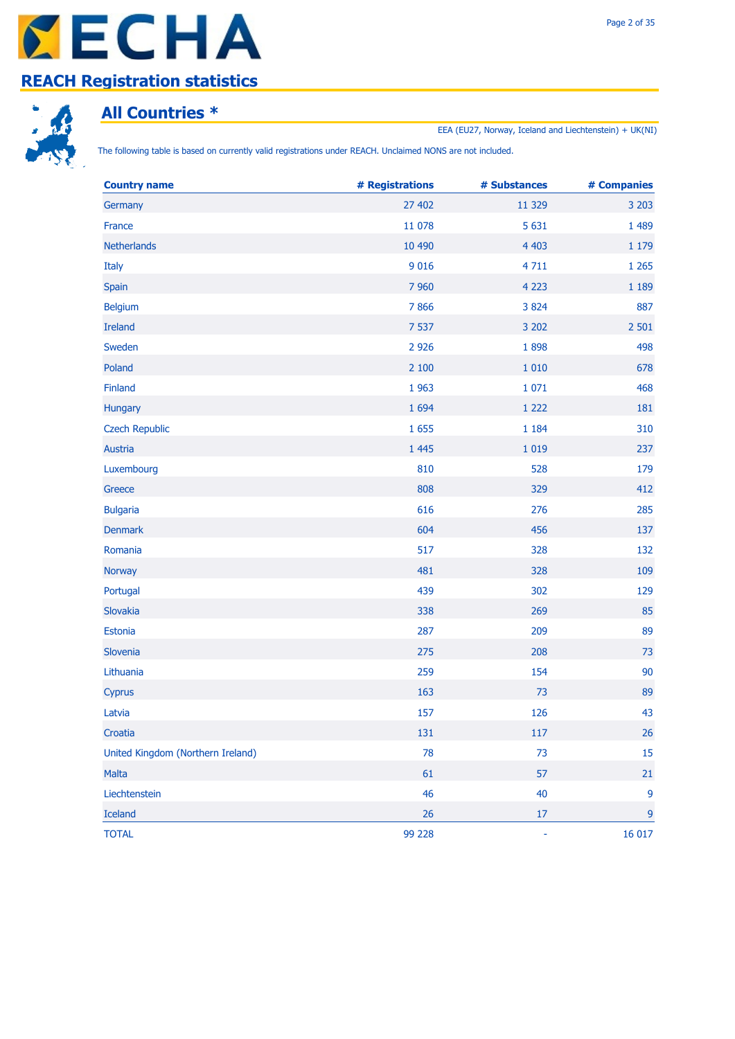# REACH Registration statistics

## All Countries *

EEA (EU27, Norway, Iceland and Liechtenstein) + UK(NI)

The following table is based on currently valid registrations under REACH. Unclaimed NONS are not included.

| Country name | # Registrations | # Substances | # Companies |
|---|---|---|---|
| Germany | 27 402 | 11 329 | 3 203 |
| France | 11 078 | 5 631 | 1 489 |
| Netherlands | 10 490 | 4 403 | 1 179 |
| Italy | 9 016 | 4 711 | 1 265 |
| Spain | 7 960 | 4 223 | 1 189 |
| Belgium | 7 866 | 3 824 | 887 |
| Ireland | 7 537 | 3 202 | 2 501 |
| Sweden | 2 926 | 1 898 | 498 |
| Poland | 2 100 | 1 010 | 678 |
| Finland | 1 963 | 1 071 | 468 |
| Hungary | 1 694 | 1 222 | 181 |
| Czech Republic | 1 655 | 1 184 | 310 |
| Austria | 1 445 | 1 019 | 237 |
| Luxembourg | 810 | 528 | 179 |
| Greece | 808 | 329 | 412 |
| Bulgaria | 616 | 276 | 285 |
| Denmark | 604 | 456 | 137 |
| Romania | 517 | 328 | 132 |
| Norway | 481 | 328 | 109 |
| Portugal | 439 | 302 | 129 |
| Slovakia | 338 | 269 | 85 |
| Estonia | 287 | 209 | 89 |
| Slovenia | 275 | 208 | 73 |
| Lithuania | 259 | 154 | 90 |
| Cyprus | 163 | 73 | 89 |
| Latvia | 157 | 126 | 43 |
| Croatia | 131 | 117 | 26 |
| United Kingdom (Northern Ireland) | 78 | 73 | 15 |
| Malta | 61 | 57 | 21 |
| Liechtenstein | 46 | 40 | 9 |
| Iceland | 26 | 17 | 9 |
| TOTAL | 99 228 | - | 16 017 |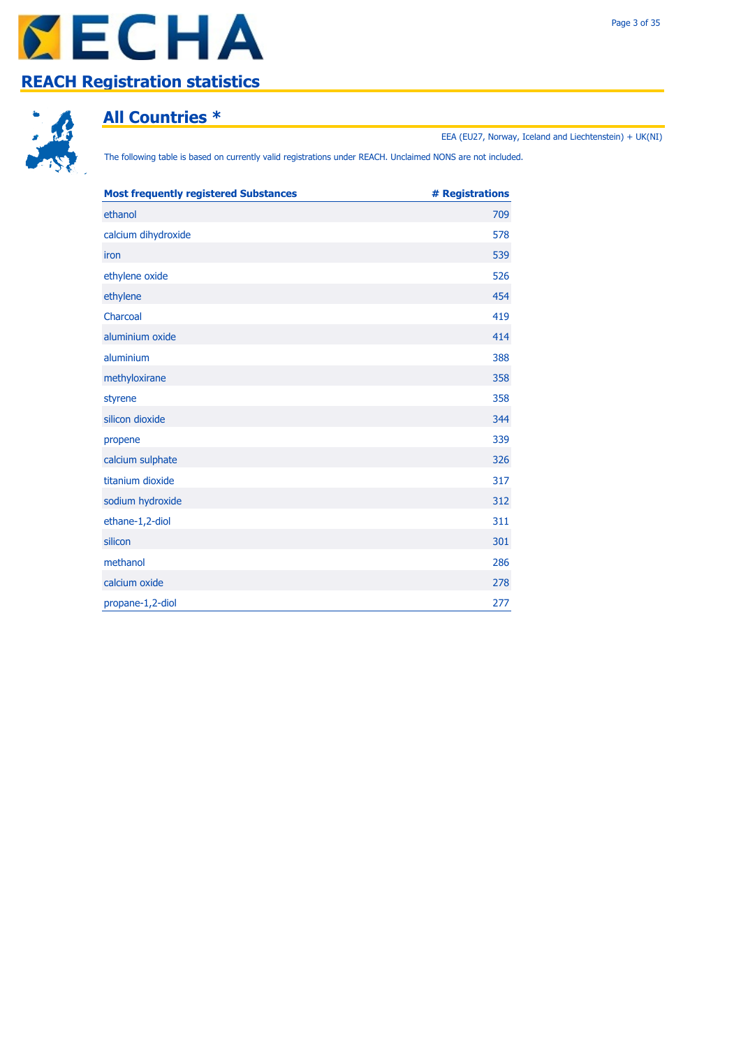## REACH Registration statistics

### All Countries *

EEA (EU27, Norway, Iceland and Liechtenstein) + UK(NI)

The following table is based on currently valid registrations under REACH. Unclaimed NONS are not included.

| Most frequently registered Substances | # Registrations |
|---|---|
| ethanol | 709 |
| calcium dihydroxide | 578 |
| iron | 539 |
| ethylene oxide | 526 |
| ethylene | 454 |
| Charcoal | 419 |
| aluminium oxide | 414 |
| aluminium | 388 |
| methyloxirane | 358 |
| styrene | 358 |
| silicon dioxide | 344 |
| propene | 339 |
| calcium sulphate | 326 |
| titanium dioxide | 317 |
| sodium hydroxide | 312 |
| ethane-1,2-diol | 311 |
| silicon | 301 |
| methanol | 286 |
| calcium oxide | 278 |
| propane-1,2-diol | 277 |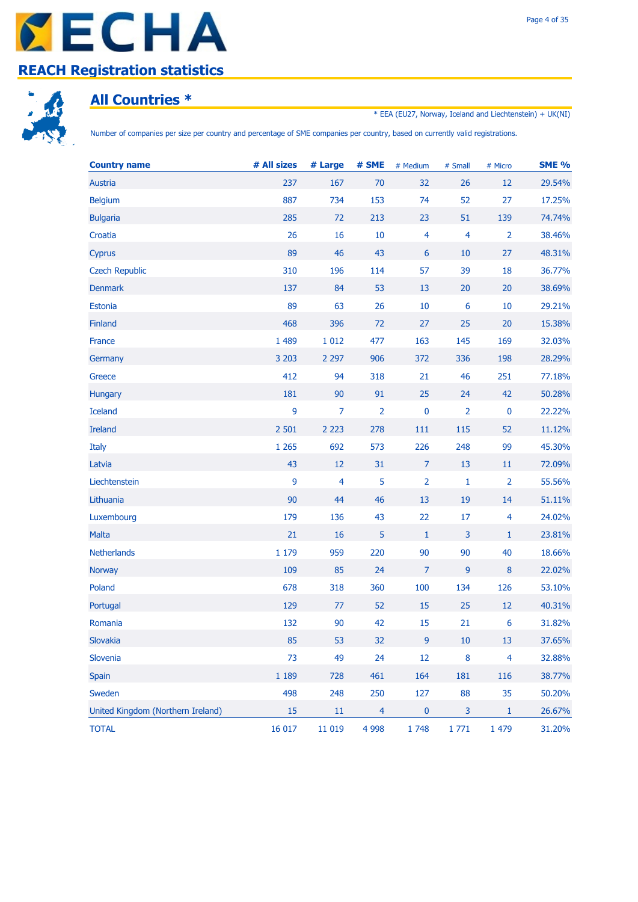# REACH Registration statistics

## All Countries *

* EEA (EU27, Norway, Iceland and Liechtenstein) + UK(NI)

Number of companies per size per country and percentage of SME companies per country, based on currently valid registrations.

| Country name | # All sizes | # Large | # SME | # Medium | # Small | # Micro | SME % |
|---|---|---|---|---|---|---|---|
| Austria | 237 | 167 | 70 | 32 | 26 | 12 | 29.54% |
| Belgium | 887 | 734 | 153 | 74 | 52 | 27 | 17.25% |
| Bulgaria | 285 | 72 | 213 | 23 | 51 | 139 | 74.74% |
| Croatia | 26 | 16 | 10 | 4 | 4 | 2 | 38.46% |
| Cyprus | 89 | 46 | 43 | 6 | 10 | 27 | 48.31% |
| Czech Republic | 310 | 196 | 114 | 57 | 39 | 18 | 36.77% |
| Denmark | 137 | 84 | 53 | 13 | 20 | 20 | 38.69% |
| Estonia | 89 | 63 | 26 | 10 | 6 | 10 | 29.21% |
| Finland | 468 | 396 | 72 | 27 | 25 | 20 | 15.38% |
| France | 1 489 | 1 012 | 477 | 163 | 145 | 169 | 32.03% |
| Germany | 3 203 | 2 297 | 906 | 372 | 336 | 198 | 28.29% |
| Greece | 412 | 94 | 318 | 21 | 46 | 251 | 77.18% |
| Hungary | 181 | 90 | 91 | 25 | 24 | 42 | 50.28% |
| Iceland | 9 | 7 | 2 | 0 | 2 | 0 | 22.22% |
| Ireland | 2 501 | 2 223 | 278 | 111 | 115 | 52 | 11.12% |
| Italy | 1 265 | 692 | 573 | 226 | 248 | 99 | 45.30% |
| Latvia | 43 | 12 | 31 | 7 | 13 | 11 | 72.09% |
| Liechtenstein | 9 | 4 | 5 | 2 | 1 | 2 | 55.56% |
| Lithuania | 90 | 44 | 46 | 13 | 19 | 14 | 51.11% |
| Luxembourg | 179 | 136 | 43 | 22 | 17 | 4 | 24.02% |
| Malta | 21 | 16 | 5 | 1 | 3 | 1 | 23.81% |
| Netherlands | 1 179 | 959 | 220 | 90 | 90 | 40 | 18.66% |
| Norway | 109 | 85 | 24 | 7 | 9 | 8 | 22.02% |
| Poland | 678 | 318 | 360 | 100 | 134 | 126 | 53.10% |
| Portugal | 129 | 77 | 52 | 15 | 25 | 12 | 40.31% |
| Romania | 132 | 90 | 42 | 15 | 21 | 6 | 31.82% |
| Slovakia | 85 | 53 | 32 | 9 | 10 | 13 | 37.65% |
| Slovenia | 73 | 49 | 24 | 12 | 8 | 4 | 32.88% |
| Spain | 1 189 | 728 | 461 | 164 | 181 | 116 | 38.77% |
| Sweden | 498 | 248 | 250 | 127 | 88 | 35 | 50.20% |
| United Kingdom (Northern Ireland) | 15 | 11 | 4 | 0 | 3 | 1 | 26.67% |
| TOTAL | 16 017 | 11 019 | 4 998 | 1 748 | 1 771 | 1 479 | 31.20% |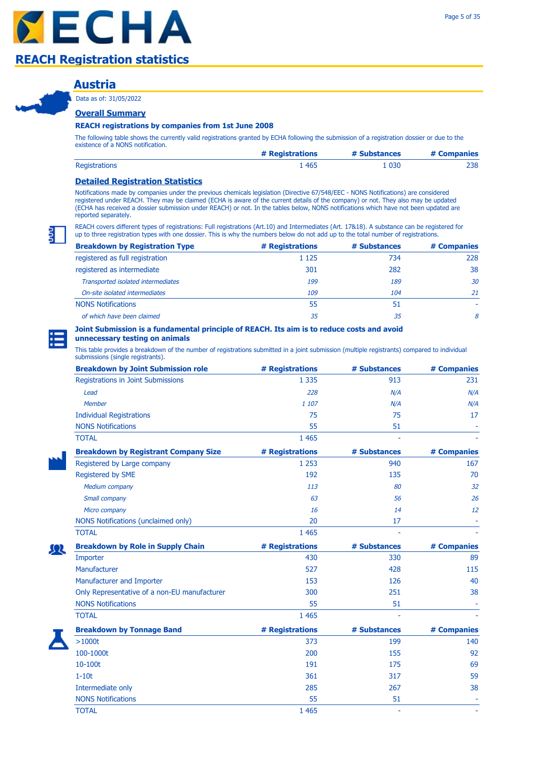# REACH Registration statistics

## Austria

Data as of: 31/05/2022

### Overall Summary

**REACH registrations by companies from 1st June 2008**

The following table shows the currently valid registrations granted by ECHA following the submission of a registration dossier or due to the existence of a NONS notification.

| | # Registrations | # Substances | # Companies |
|---|---|---|---|
| Registrations | 1 465 | 1 030 | 238 |

### Detailed Registration Statistics

Notifications made by companies under the previous chemicals legislation (Directive 67/548/EEC - NONS Notifications) are considered registered under REACH. They may be claimed (ECHA is aware of the current details of the company) or not. They also may be updated (ECHA has received a dossier submission under REACH) or not. In the tables below, NONS notifications which have not been updated are reported separately.

REACH covers different types of registrations: Full registrations (Art.10) and Intermediates (Art. 17&18). A substance can be registered for up to three registration types with one dossier. This is why the numbers below do not add up to the total number of registrations.

| Breakdown by Registration Type | # Registrations | # Substances | # Companies |
|---|---|---|---|
| registered as full registration | 1 125 | 734 | 228 |
| registered as intermediate | 301 | 282 | 38 |
| *Transported isolated intermediates* | *199* | *189* | *30* |
| *On-site isolated intermediates* | *109* | *104* | *21* |
| NONS Notifications | 55 | 51 | - |
| *of which have been claimed* | *35* | *35* | *8* |

**Joint Submission is a fundamental principle of REACH. Its aim is to reduce costs and avoid unnecessary testing on animals**

This table provides a breakdown of the number of registrations submitted in a joint submission (multiple registrants) compared to individual submissions (single registrants).

| Breakdown by Joint Submission role | # Registrations | # Substances | # Companies |
|---|---|---|---|
| Registrations in Joint Submissions | 1 335 | 913 | 231 |
| *Lead* | *228* | *N/A* | *N/A* |
| *Member* | *1 107* | *N/A* | *N/A* |
| Individual Registrations | 75 | 75 | 17 |
| NONS Notifications | 55 | 51 | - |
| TOTAL | 1 465 | - | - |

| Breakdown by Registrant Company Size | # Registrations | # Substances | # Companies |
|---|---|---|---|
| Registered by Large company | 1 253 | 940 | 167 |
| Registered by SME | 192 | 135 | 70 |
| *Medium company* | *113* | *80* | *32* |
| *Small company* | *63* | *56* | *26* |
| *Micro company* | *16* | *14* | *12* |
| NONS Notifications (unclaimed only) | 20 | 17 | - |
| TOTAL | 1 465 | - | - |

| Breakdown by Role in Supply Chain | # Registrations | # Substances | # Companies |
|---|---|---|---|
| Importer | 430 | 330 | 89 |
| Manufacturer | 527 | 428 | 115 |
| Manufacturer and Importer | 153 | 126 | 40 |
| Only Representative of a non-EU manufacturer | 300 | 251 | 38 |
| NONS Notifications | 55 | 51 | - |
| TOTAL | 1 465 | - | - |

| Breakdown by Tonnage Band | # Registrations | # Substances | # Companies |
|---|---|---|---|
| >1000t | 373 | 199 | 140 |
| 100-1000t | 200 | 155 | 92 |
| 10-100t | 191 | 175 | 69 |
| 1-10t | 361 | 317 | 59 |
| Intermediate only | 285 | 267 | 38 |
| NONS Notifications | 55 | 51 | - |
| TOTAL | 1 465 | - | - |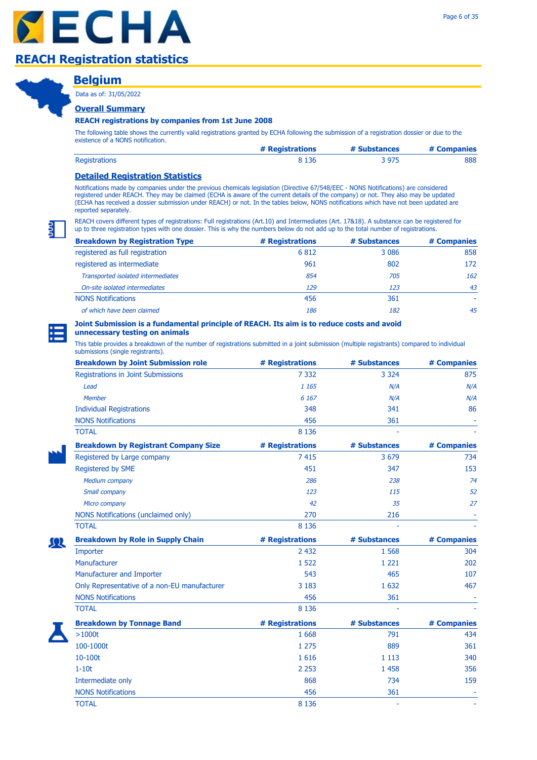# REACH Registration statistics

## Belgium

Data as of: 31/05/2022

### Overall Summary

**REACH registrations by companies from 1st June 2008**

The following table shows the currently valid registrations granted by ECHA following the submission of a registration dossier or due to the existence of a NONS notification.

| | # Registrations | # Substances | # Companies |
|---|---|---|---|
| Registrations | 8 136 | 3 975 | 888 |

### Detailed Registration Statistics

Notifications made by companies under the previous chemicals legislation (Directive 67/548/EEC - NONS Notifications) are considered registered under REACH. They may be claimed (ECHA is aware of the current details of the company) or not. They also may be updated (ECHA has received a dossier submission under REACH) or not. In the tables below, NONS notifications which have not been updated are reported separately.

REACH covers different types of registrations: Full registrations (Art.10) and Intermediates (Art. 17&18). A substance can be registered for up to three registration types with one dossier. This is why the numbers below do not add up to the total number of registrations.

| Breakdown by Registration Type | # Registrations | # Substances | # Companies |
|---|---|---|---|
| registered as full registration | 6 812 | 3 086 | 858 |
| registered as intermediate | 961 | 802 | 172 |
| *Transported isolated intermediates* | *854* | *705* | *162* |
| *On-site isolated intermediates* | *129* | *123* | *43* |
| NONS Notifications | 456 | 361 | - |
| *of which have been claimed* | *186* | *182* | *45* |

**Joint Submission is a fundamental principle of REACH. Its aim is to reduce costs and avoid unnecessary testing on animals**

This table provides a breakdown of the number of registrations submitted in a joint submission (multiple registrants) compared to individual submissions (single registrants).

| Breakdown by Joint Submission role | # Registrations | # Substances | # Companies |
|---|---|---|---|
| Registrations in Joint Submissions | 7 332 | 3 324 | 875 |
| *Lead* | *1 165* | *N/A* | *N/A* |
| *Member* | *6 167* | *N/A* | *N/A* |
| Individual Registrations | 348 | 341 | 86 |
| NONS Notifications | 456 | 361 | - |
| TOTAL | 8 136 | - | - |

| Breakdown by Registrant Company Size | # Registrations | # Substances | # Companies |
|---|---|---|---|
| Registered by Large company | 7 415 | 3 679 | 734 |
| Registered by SME | 451 | 347 | 153 |
| *Medium company* | *286* | *238* | *74* |
| *Small company* | *123* | *115* | *52* |
| *Micro company* | *42* | *35* | *27* |
| NONS Notifications (unclaimed only) | 270 | 216 | - |
| TOTAL | 8 136 | - | - |

| Breakdown by Role in Supply Chain | # Registrations | # Substances | # Companies |
|---|---|---|---|
| Importer | 2 432 | 1 568 | 304 |
| Manufacturer | 1 522 | 1 221 | 202 |
| Manufacturer and Importer | 543 | 465 | 107 |
| Only Representative of a non-EU manufacturer | 3 183 | 1 632 | 467 |
| NONS Notifications | 456 | 361 | - |
| TOTAL | 8 136 | - | - |

| Breakdown by Tonnage Band | # Registrations | # Substances | # Companies |
|---|---|---|---|
| >1000t | 1 668 | 791 | 434 |
| 100-1000t | 1 275 | 889 | 361 |
| 10-100t | 1 616 | 1 113 | 340 |
| 1-10t | 2 253 | 1 458 | 356 |
| Intermediate only | 868 | 734 | 159 |
| NONS Notifications | 456 | 361 | - |
| TOTAL | 8 136 | - | - |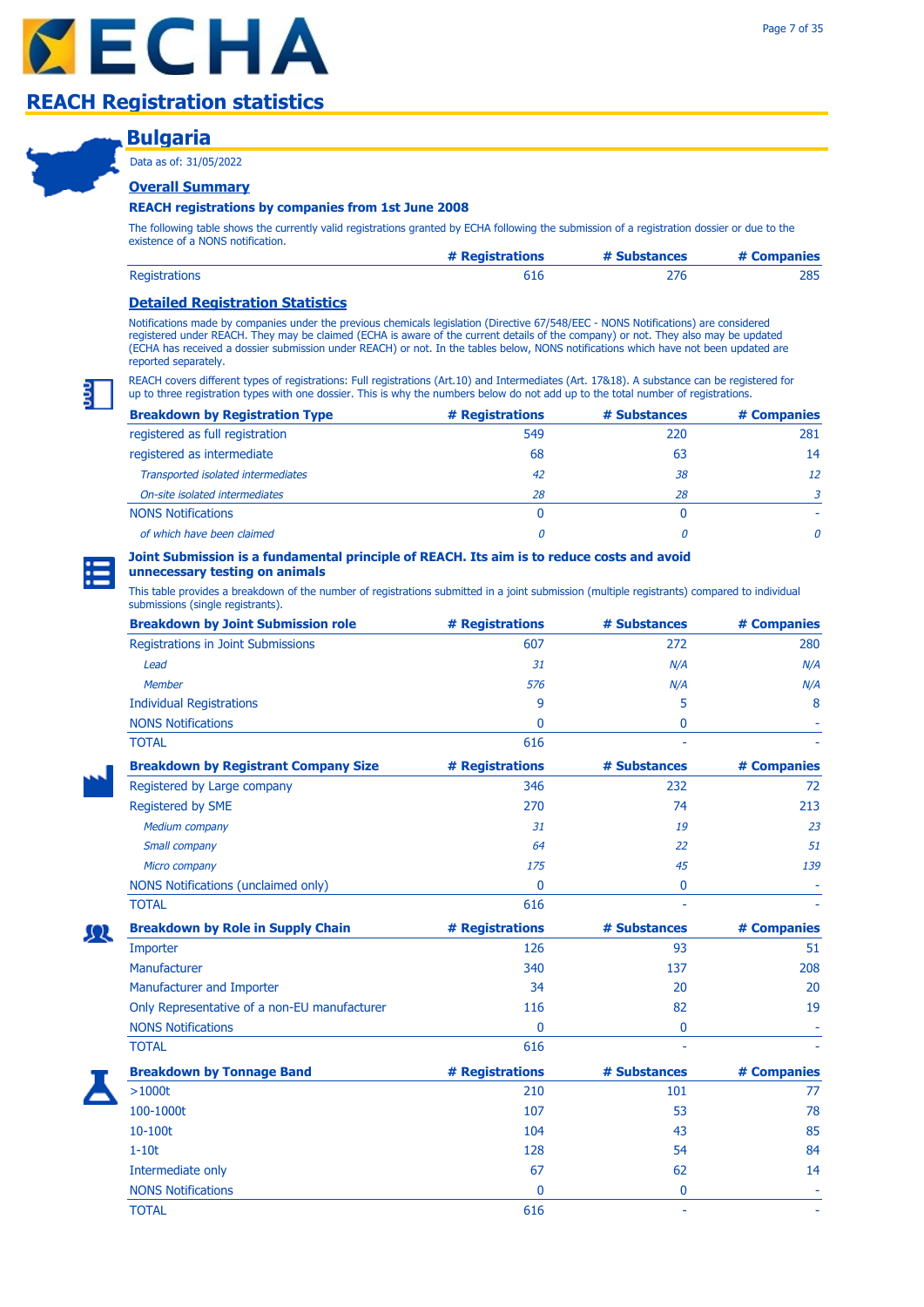# REACH Registration statistics

## Bulgaria

Data as of: 31/05/2022

### Overall Summary

**REACH registrations by companies from 1st June 2008**

The following table shows the currently valid registrations granted by ECHA following the submission of a registration dossier or due to the existence of a NONS notification.

| | # Registrations | # Substances | # Companies |
|---|---|---|---|
| Registrations | 616 | 276 | 285 |

### Detailed Registration Statistics

Notifications made by companies under the previous chemicals legislation (Directive 67/548/EEC - NONS Notifications) are considered registered under REACH. They may be claimed (ECHA is aware of the current details of the company) or not. They also may be updated (ECHA has received a dossier submission under REACH) or not. In the tables below, NONS notifications which have not been updated are reported separately.

REACH covers different types of registrations: Full registrations (Art.10) and Intermediates (Art. 17&18). A substance can be registered for up to three registration types with one dossier. This is why the numbers below do not add up to the total number of registrations.

| Breakdown by Registration Type | # Registrations | # Substances | # Companies |
|---|---|---|---|
| registered as full registration | 549 | 220 | 281 |
| registered as intermediate | 68 | 63 | 14 |
| *Transported isolated intermediates* | *42* | *38* | *12* |
| *On-site isolated intermediates* | *28* | *28* | *3* |
| NONS Notifications | 0 | 0 | - |
| *of which have been claimed* | *0* | *0* | *0* |

**Joint Submission is a fundamental principle of REACH. Its aim is to reduce costs and avoid unnecessary testing on animals**

This table provides a breakdown of the number of registrations submitted in a joint submission (multiple registrants) compared to individual submissions (single registrants).

| Breakdown by Joint Submission role | # Registrations | # Substances | # Companies |
|---|---|---|---|
| Registrations in Joint Submissions | 607 | 272 | 280 |
| *Lead* | *31* | *N/A* | *N/A* |
| *Member* | *576* | *N/A* | *N/A* |
| Individual Registrations | 9 | 5 | 8 |
| NONS Notifications | 0 | 0 | - |
| TOTAL | 616 | - | - |

| Breakdown by Registrant Company Size | # Registrations | # Substances | # Companies |
|---|---|---|---|
| Registered by Large company | 346 | 232 | 72 |
| Registered by SME | 270 | 74 | 213 |
| *Medium company* | *31* | *19* | *23* |
| *Small company* | *64* | *22* | *51* |
| *Micro company* | *175* | *45* | *139* |
| NONS Notifications (unclaimed only) | 0 | 0 | - |
| TOTAL | 616 | - | - |

| Breakdown by Role in Supply Chain | # Registrations | # Substances | # Companies |
|---|---|---|---|
| Importer | 126 | 93 | 51 |
| Manufacturer | 340 | 137 | 208 |
| Manufacturer and Importer | 34 | 20 | 20 |
| Only Representative of a non-EU manufacturer | 116 | 82 | 19 |
| NONS Notifications | 0 | 0 | - |
| TOTAL | 616 | - | - |

| Breakdown by Tonnage Band | # Registrations | # Substances | # Companies |
|---|---|---|---|
| >1000t | 210 | 101 | 77 |
| 100-1000t | 107 | 53 | 78 |
| 10-100t | 104 | 43 | 85 |
| 1-10t | 128 | 54 | 84 |
| Intermediate only | 67 | 62 | 14 |
| NONS Notifications | 0 | 0 | - |
| TOTAL | 616 | - | - |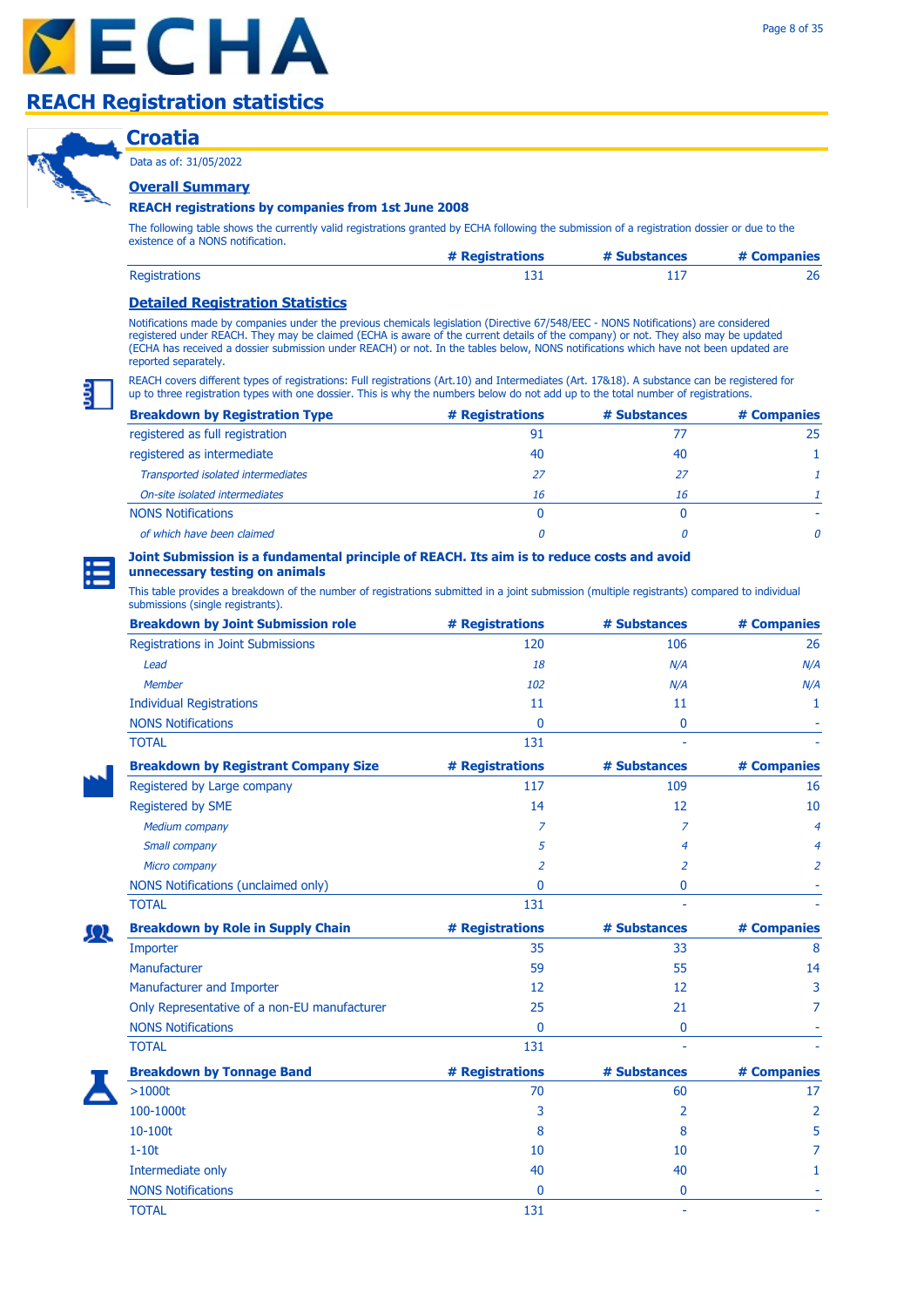# REACH Registration statistics

## Croatia

Data as of: 31/05/2022

### Overall Summary

**REACH registrations by companies from 1st June 2008**

The following table shows the currently valid registrations granted by ECHA following the submission of a registration dossier or due to the existence of a NONS notification.

| | # Registrations | # Substances | # Companies |
|---|---|---|---|
| Registrations | 131 | 117 | 26 |

### Detailed Registration Statistics

Notifications made by companies under the previous chemicals legislation (Directive 67/548/EEC - NONS Notifications) are considered registered under REACH. They may be claimed (ECHA is aware of the current details of the company) or not. They also may be updated (ECHA has received a dossier submission under REACH) or not. In the tables below, NONS notifications which have not been updated are reported separately.

REACH covers different types of registrations: Full registrations (Art.10) and Intermediates (Art. 17&18). A substance can be registered for up to three registration types with one dossier. This is why the numbers below do not add up to the total number of registrations.

| Breakdown by Registration Type | # Registrations | # Substances | # Companies |
|---|---|---|---|
| registered as full registration | 91 | 77 | 25 |
| registered as intermediate | 40 | 40 | 1 |
| *Transported isolated intermediates* | *27* | *27* | *1* |
| *On-site isolated intermediates* | *16* | *16* | *1* |
| NONS Notifications | 0 | 0 | - |
| *of which have been claimed* | *0* | *0* | *0* |

**Joint Submission is a fundamental principle of REACH. Its aim is to reduce costs and avoid unnecessary testing on animals**

This table provides a breakdown of the number of registrations submitted in a joint submission (multiple registrants) compared to individual submissions (single registrants).

| Breakdown by Joint Submission role | # Registrations | # Substances | # Companies |
|---|---|---|---|
| Registrations in Joint Submissions | 120 | 106 | 26 |
| *Lead* | *18* | *N/A* | *N/A* |
| *Member* | *102* | *N/A* | *N/A* |
| Individual Registrations | 11 | 11 | 1 |
| NONS Notifications | 0 | 0 | - |
| TOTAL | 131 | - | - |

| Breakdown by Registrant Company Size | # Registrations | # Substances | # Companies |
|---|---|---|---|
| Registered by Large company | 117 | 109 | 16 |
| Registered by SME | 14 | 12 | 10 |
| *Medium company* | *7* | *7* | *4* |
| *Small company* | *5* | *4* | *4* |
| *Micro company* | *2* | *2* | *2* |
| NONS Notifications (unclaimed only) | 0 | 0 | - |
| TOTAL | 131 | - | - |

| Breakdown by Role in Supply Chain | # Registrations | # Substances | # Companies |
|---|---|---|---|
| Importer | 35 | 33 | 8 |
| Manufacturer | 59 | 55 | 14 |
| Manufacturer and Importer | 12 | 12 | 3 |
| Only Representative of a non-EU manufacturer | 25 | 21 | 7 |
| NONS Notifications | 0 | 0 | - |
| TOTAL | 131 | - | - |

| Breakdown by Tonnage Band | # Registrations | # Substances | # Companies |
|---|---|---|---|
| >1000t | 70 | 60 | 17 |
| 100-1000t | 3 | 2 | 2 |
| 10-100t | 8 | 8 | 5 |
| 1-10t | 10 | 10 | 7 |
| Intermediate only | 40 | 40 | 1 |
| NONS Notifications | 0 | 0 | - |
| TOTAL | 131 | - | - |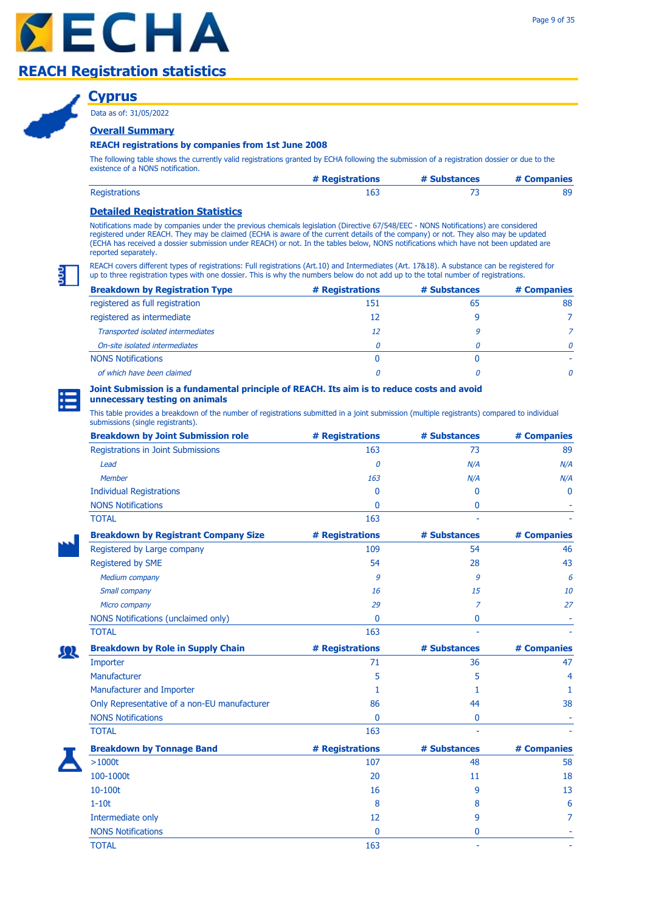# REACH Registration statistics

## Cyprus

Data as of: 31/05/2022

### Overall Summary

**REACH registrations by companies from 1st June 2008**

The following table shows the currently valid registrations granted by ECHA following the submission of a registration dossier or due to the existence of a NONS notification.

| | # Registrations | # Substances | # Companies |
|---|---|---|---|
| Registrations | 163 | 73 | 89 |

### Detailed Registration Statistics

Notifications made by companies under the previous chemicals legislation (Directive 67/548/EEC - NONS Notifications) are considered registered under REACH. They may be claimed (ECHA is aware of the current details of the company) or not. They also may be updated (ECHA has received a dossier submission under REACH) or not. In the tables below, NONS notifications which have not been updated are reported separately.

REACH covers different types of registrations: Full registrations (Art.10) and Intermediates (Art. 17&18). A substance can be registered for up to three registration types with one dossier. This is why the numbers below do not add up to the total number of registrations.

| Breakdown by Registration Type | # Registrations | # Substances | # Companies |
|---|---|---|---|
| registered as full registration | 151 | 65 | 88 |
| registered as intermediate | 12 | 9 | 7 |
| *Transported isolated intermediates* | *12* | *9* | *7* |
| *On-site isolated intermediates* | *0* | *0* | *0* |
| NONS Notifications | 0 | 0 | - |
| *of which have been claimed* | *0* | *0* | *0* |

**Joint Submission is a fundamental principle of REACH. Its aim is to reduce costs and avoid unnecessary testing on animals**

This table provides a breakdown of the number of registrations submitted in a joint submission (multiple registrants) compared to individual submissions (single registrants).

| Breakdown by Joint Submission role | # Registrations | # Substances | # Companies |
|---|---|---|---|
| Registrations in Joint Submissions | 163 | 73 | 89 |
| *Lead* | *0* | *N/A* | *N/A* |
| *Member* | *163* | *N/A* | *N/A* |
| Individual Registrations | 0 | 0 | 0 |
| NONS Notifications | 0 | 0 | - |
| TOTAL | 163 | - | - |

| Breakdown by Registrant Company Size | # Registrations | # Substances | # Companies |
|---|---|---|---|
| Registered by Large company | 109 | 54 | 46 |
| Registered by SME | 54 | 28 | 43 |
| *Medium company* | *9* | *9* | *6* |
| *Small company* | *16* | *15* | *10* |
| *Micro company* | *29* | *7* | *27* |
| NONS Notifications (unclaimed only) | 0 | 0 | - |
| TOTAL | 163 | - | - |

| Breakdown by Role in Supply Chain | # Registrations | # Substances | # Companies |
|---|---|---|---|
| Importer | 71 | 36 | 47 |
| Manufacturer | 5 | 5 | 4 |
| Manufacturer and Importer | 1 | 1 | 1 |
| Only Representative of a non-EU manufacturer | 86 | 44 | 38 |
| NONS Notifications | 0 | 0 | - |
| TOTAL | 163 | - | - |

| Breakdown by Tonnage Band | # Registrations | # Substances | # Companies |
|---|---|---|---|
| >1000t | 107 | 48 | 58 |
| 100-1000t | 20 | 11 | 18 |
| 10-100t | 16 | 9 | 13 |
| 1-10t | 8 | 8 | 6 |
| Intermediate only | 12 | 9 | 7 |
| NONS Notifications | 0 | 0 | - |
| TOTAL | 163 | - | - |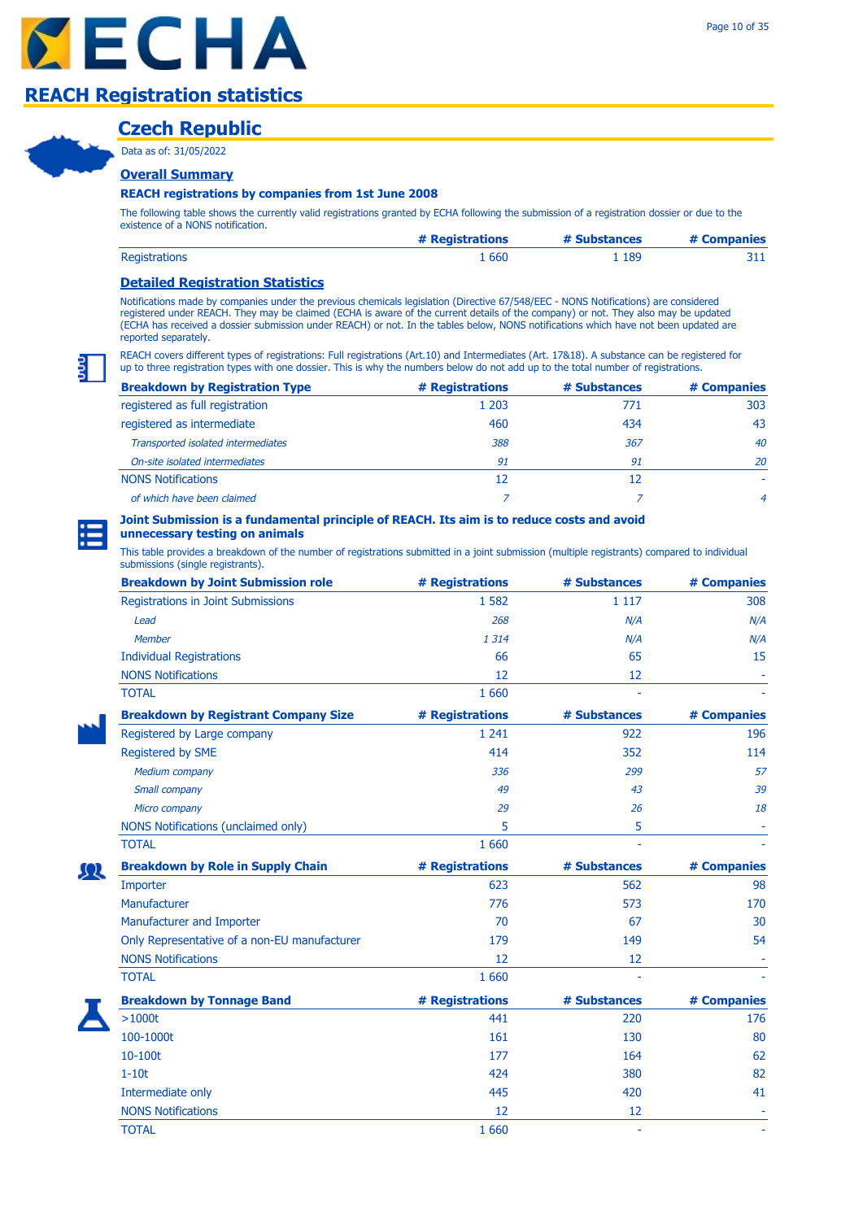# ECHA

## REACH Registration statistics

### Czech Republic

Data as of: 31/05/2022

#### Overall Summary

**REACH registrations by companies from 1st June 2008**

The following table shows the currently valid registrations granted by ECHA following the submission of a registration dossier or due to the existence of a NONS notification.

| | # Registrations | # Substances | # Companies |
|---|---|---|---|
| Registrations | 1 660 | 1 189 | 311 |

#### Detailed Registration Statistics

Notifications made by companies under the previous chemicals legislation (Directive 67/548/EEC - NONS Notifications) are considered registered under REACH. They may be claimed (ECHA is aware of the current details of the company) or not. They also may be updated (ECHA has received a dossier submission under REACH) or not. In the tables below, NONS notifications which have not been updated are reported separately.

REACH covers different types of registrations: Full registrations (Art.10) and Intermediates (Art. 17&18). A substance can be registered for up to three registration types with one dossier. This is why the numbers below do not add up to the total number of registrations.

| Breakdown by Registration Type | # Registrations | # Substances | # Companies |
|---|---|---|---|
| registered as full registration | 1 203 | 771 | 303 |
| registered as intermediate | 460 | 434 | 43 |
| *Transported isolated intermediates* | *388* | *367* | *40* |
| *On-site isolated intermediates* | *91* | *91* | *20* |
| NONS Notifications | 12 | 12 | - |
| *of which have been claimed* | *7* | *7* | *4* |

**Joint Submission is a fundamental principle of REACH. Its aim is to reduce costs and avoid unnecessary testing on animals**

This table provides a breakdown of the number of registrations submitted in a joint submission (multiple registrants) compared to individual submissions (single registrants).

| Breakdown by Joint Submission role | # Registrations | # Substances | # Companies |
|---|---|---|---|
| Registrations in Joint Submissions | 1 582 | 1 117 | 308 |
| *Lead* | *268* | *N/A* | *N/A* |
| *Member* | *1 314* | *N/A* | *N/A* |
| Individual Registrations | 66 | 65 | 15 |
| NONS Notifications | 12 | 12 | - |
| TOTAL | 1 660 | - | - |

| Breakdown by Registrant Company Size | # Registrations | # Substances | # Companies |
|---|---|---|---|
| Registered by Large company | 1 241 | 922 | 196 |
| Registered by SME | 414 | 352 | 114 |
| *Medium company* | *336* | *299* | *57* |
| *Small company* | *49* | *43* | *39* |
| *Micro company* | *29* | *26* | *18* |
| NONS Notifications (unclaimed only) | 5 | 5 | - |
| TOTAL | 1 660 | - | - |

| Breakdown by Role in Supply Chain | # Registrations | # Substances | # Companies |
|---|---|---|---|
| Importer | 623 | 562 | 98 |
| Manufacturer | 776 | 573 | 170 |
| Manufacturer and Importer | 70 | 67 | 30 |
| Only Representative of a non-EU manufacturer | 179 | 149 | 54 |
| NONS Notifications | 12 | 12 | - |
| TOTAL | 1 660 | - | - |

| Breakdown by Tonnage Band | # Registrations | # Substances | # Companies |
|---|---|---|---|
| >1000t | 441 | 220 | 176 |
| 100-1000t | 161 | 130 | 80 |
| 10-100t | 177 | 164 | 62 |
| 1-10t | 424 | 380 | 82 |
| Intermediate only | 445 | 420 | 41 |
| NONS Notifications | 12 | 12 | - |
| TOTAL | 1 660 | - | - |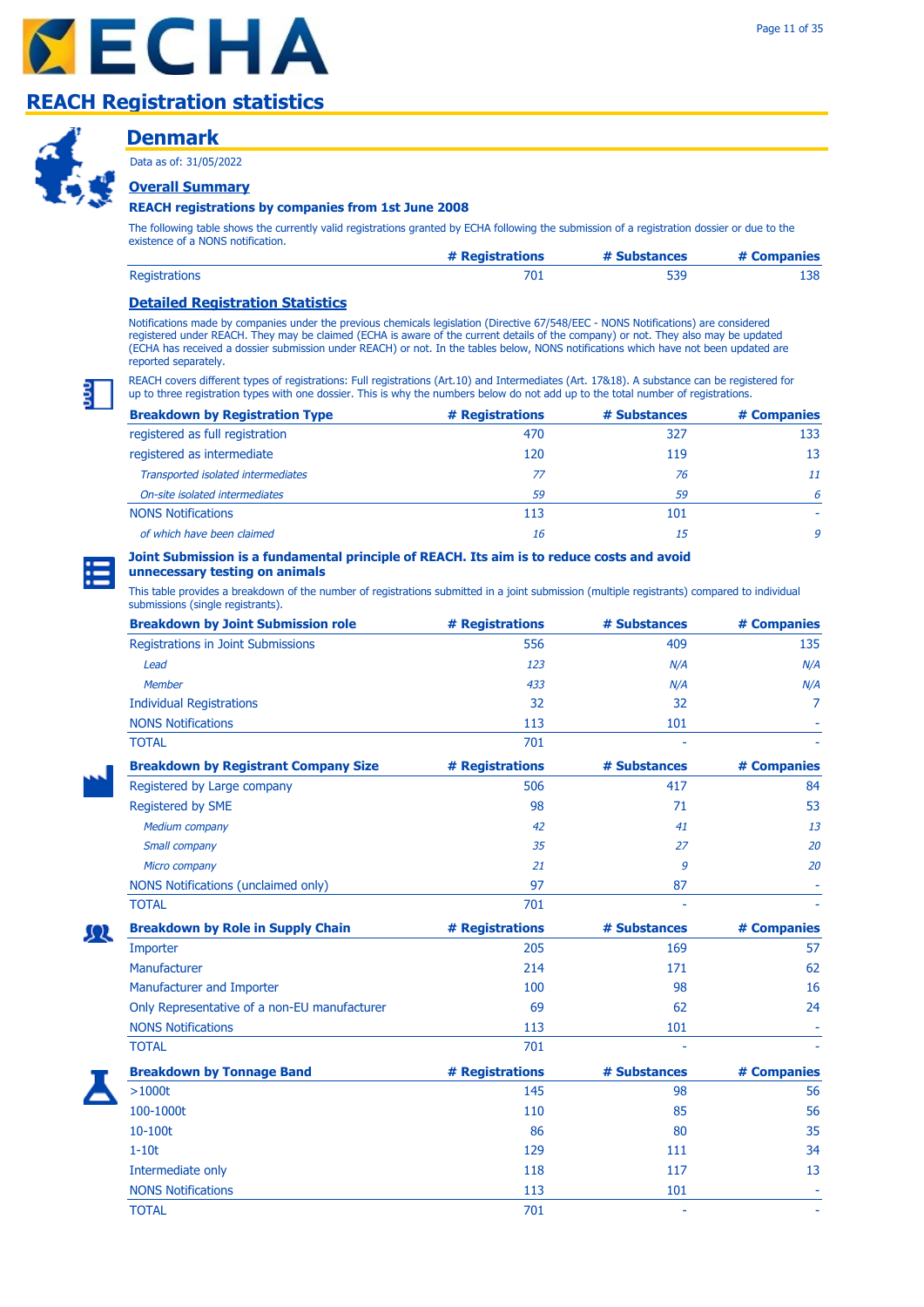# REACH Registration statistics

## Denmark

Data as of: 31/05/2022

### Overall Summary

**REACH registrations by companies from 1st June 2008**

The following table shows the currently valid registrations granted by ECHA following the submission of a registration dossier or due to the existence of a NONS notification.

| | # Registrations | # Substances | # Companies |
|---|---|---|---|
| Registrations | 701 | 539 | 138 |

### Detailed Registration Statistics

Notifications made by companies under the previous chemicals legislation (Directive 67/548/EEC - NONS Notifications) are considered registered under REACH. They may be claimed (ECHA is aware of the current details of the company) or not. They also may be updated (ECHA has received a dossier submission under REACH) or not. In the tables below, NONS notifications which have not been updated are reported separately.

REACH covers different types of registrations: Full registrations (Art.10) and Intermediates (Art. 17&18). A substance can be registered for up to three registration types with one dossier. This is why the numbers below do not add up to the total number of registrations.

| Breakdown by Registration Type | # Registrations | # Substances | # Companies |
|---|---|---|---|
| registered as full registration | 470 | 327 | 133 |
| registered as intermediate | 120 | 119 | 13 |
| *Transported isolated intermediates* | *77* | *76* | *11* |
| *On-site isolated intermediates* | *59* | *59* | *6* |
| NONS Notifications | 113 | 101 | - |
| *of which have been claimed* | *16* | *15* | *9* |

**Joint Submission is a fundamental principle of REACH. Its aim is to reduce costs and avoid unnecessary testing on animals**

This table provides a breakdown of the number of registrations submitted in a joint submission (multiple registrants) compared to individual submissions (single registrants).

| Breakdown by Joint Submission role | # Registrations | # Substances | # Companies |
|---|---|---|---|
| Registrations in Joint Submissions | 556 | 409 | 135 |
| *Lead* | *123* | *N/A* | *N/A* |
| *Member* | *433* | *N/A* | *N/A* |
| Individual Registrations | 32 | 32 | 7 |
| NONS Notifications | 113 | 101 | - |
| TOTAL | 701 | - | - |

| Breakdown by Registrant Company Size | # Registrations | # Substances | # Companies |
|---|---|---|---|
| Registered by Large company | 506 | 417 | 84 |
| Registered by SME | 98 | 71 | 53 |
| *Medium company* | *42* | *41* | *13* |
| *Small company* | *35* | *27* | *20* |
| *Micro company* | *21* | *9* | *20* |
| NONS Notifications (unclaimed only) | 97 | 87 | - |
| TOTAL | 701 | - | - |

| Breakdown by Role in Supply Chain | # Registrations | # Substances | # Companies |
|---|---|---|---|
| Importer | 205 | 169 | 57 |
| Manufacturer | 214 | 171 | 62 |
| Manufacturer and Importer | 100 | 98 | 16 |
| Only Representative of a non-EU manufacturer | 69 | 62 | 24 |
| NONS Notifications | 113 | 101 | - |
| TOTAL | 701 | - | - |

| Breakdown by Tonnage Band | # Registrations | # Substances | # Companies |
|---|---|---|---|
| >1000t | 145 | 98 | 56 |
| 100-1000t | 110 | 85 | 56 |
| 10-100t | 86 | 80 | 35 |
| 1-10t | 129 | 111 | 34 |
| Intermediate only | 118 | 117 | 13 |
| NONS Notifications | 113 | 101 | - |
| TOTAL | 701 | - | - |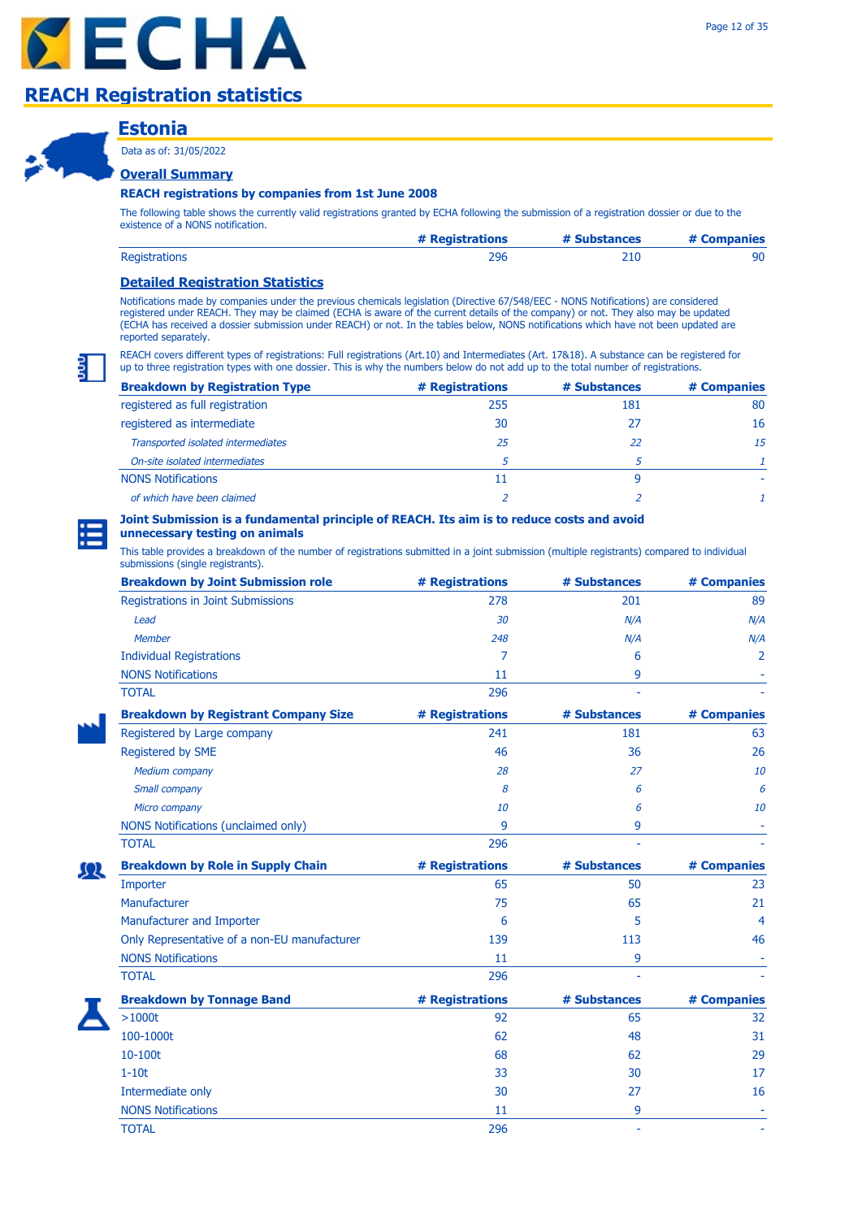# REACH Registration statistics

## Estonia

Data as of: 31/05/2022

### Overall Summary

**REACH registrations by companies from 1st June 2008**

The following table shows the currently valid registrations granted by ECHA following the submission of a registration dossier or due to the existence of a NONS notification.

| | # Registrations | # Substances | # Companies |
|---|---|---|---|
| Registrations | 296 | 210 | 90 |

### Detailed Registration Statistics

Notifications made by companies under the previous chemicals legislation (Directive 67/548/EEC - NONS Notifications) are considered registered under REACH. They may be claimed (ECHA is aware of the current details of the company) or not. They also may be updated (ECHA has received a dossier submission under REACH) or not. In the tables below, NONS notifications which have not been updated are reported separately.

REACH covers different types of registrations: Full registrations (Art.10) and Intermediates (Art. 17&18). A substance can be registered for up to three registration types with one dossier. This is why the numbers below do not add up to the total number of registrations.

| Breakdown by Registration Type | # Registrations | # Substances | # Companies |
|---|---|---|---|
| registered as full registration | 255 | 181 | 80 |
| registered as intermediate | 30 | 27 | 16 |
| *Transported isolated intermediates* | *25* | *22* | *15* |
| *On-site isolated intermediates* | *5* | *5* | *1* |
| NONS Notifications | 11 | 9 | - |
| *of which have been claimed* | *2* | *2* | *1* |

**Joint Submission is a fundamental principle of REACH. Its aim is to reduce costs and avoid unnecessary testing on animals**

This table provides a breakdown of the number of registrations submitted in a joint submission (multiple registrants) compared to individual submissions (single registrants).

| Breakdown by Joint Submission role | # Registrations | # Substances | # Companies |
|---|---|---|---|
| Registrations in Joint Submissions | 278 | 201 | 89 |
| *Lead* | *30* | *N/A* | *N/A* |
| *Member* | *248* | *N/A* | *N/A* |
| Individual Registrations | 7 | 6 | 2 |
| NONS Notifications | 11 | 9 | - |
| TOTAL | 296 | - | - |

| Breakdown by Registrant Company Size | # Registrations | # Substances | # Companies |
|---|---|---|---|
| Registered by Large company | 241 | 181 | 63 |
| Registered by SME | 46 | 36 | 26 |
| *Medium company* | *28* | *27* | *10* |
| *Small company* | *8* | *6* | *6* |
| *Micro company* | *10* | *6* | *10* |
| NONS Notifications (unclaimed only) | 9 | 9 | - |
| TOTAL | 296 | - | - |

| Breakdown by Role in Supply Chain | # Registrations | # Substances | # Companies |
|---|---|---|---|
| Importer | 65 | 50 | 23 |
| Manufacturer | 75 | 65 | 21 |
| Manufacturer and Importer | 6 | 5 | 4 |
| Only Representative of a non-EU manufacturer | 139 | 113 | 46 |
| NONS Notifications | 11 | 9 | - |
| TOTAL | 296 | - | - |

| Breakdown by Tonnage Band | # Registrations | # Substances | # Companies |
|---|---|---|---|
| >1000t | 92 | 65 | 32 |
| 100-1000t | 62 | 48 | 31 |
| 10-100t | 68 | 62 | 29 |
| 1-10t | 33 | 30 | 17 |
| Intermediate only | 30 | 27 | 16 |
| NONS Notifications | 11 | 9 | - |
| TOTAL | 296 | - | - |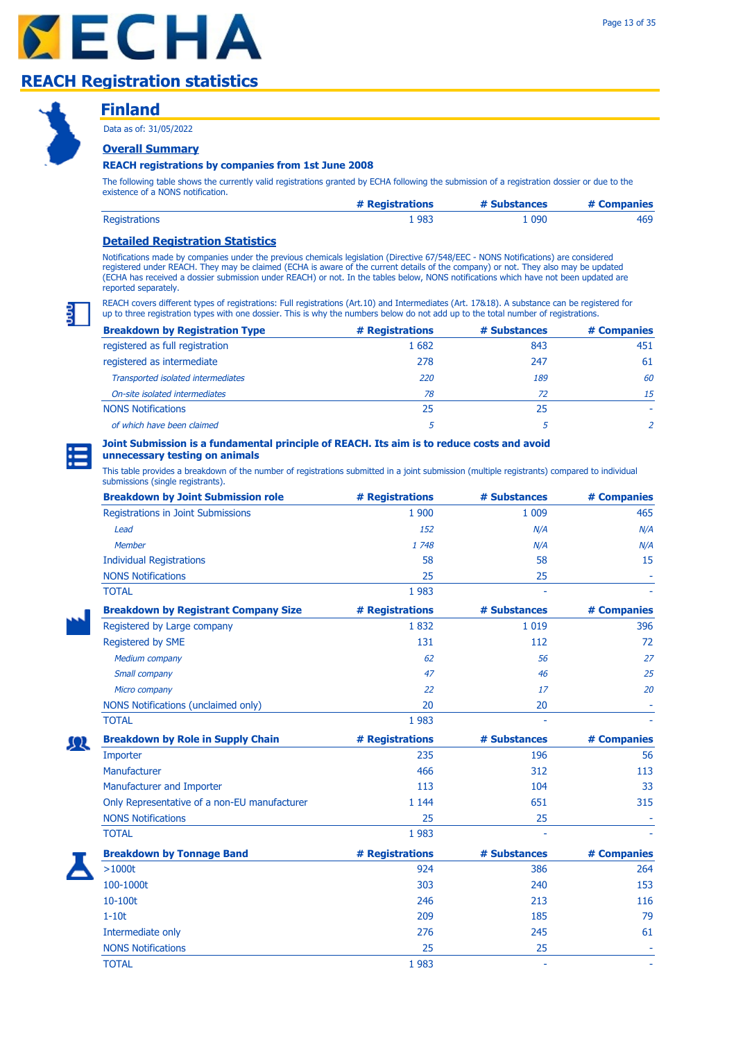# REACH Registration statistics

## Finland

Data as of: 31/05/2022

### Overall Summary

**REACH registrations by companies from 1st June 2008**

The following table shows the currently valid registrations granted by ECHA following the submission of a registration dossier or due to the existence of a NONS notification.

| | # Registrations | # Substances | # Companies |
|---|---|---|---|
| Registrations | 1 983 | 1 090 | 469 |

### Detailed Registration Statistics

Notifications made by companies under the previous chemicals legislation (Directive 67/548/EEC - NONS Notifications) are considered registered under REACH. They may be claimed (ECHA is aware of the current details of the company) or not. They also may be updated (ECHA has received a dossier submission under REACH) or not. In the tables below, NONS notifications which have not been updated are reported separately.

REACH covers different types of registrations: Full registrations (Art.10) and Intermediates (Art. 17&18). A substance can be registered for up to three registration types with one dossier. This is why the numbers below do not add up to the total number of registrations.

| Breakdown by Registration Type | # Registrations | # Substances | # Companies |
|---|---|---|---|
| registered as full registration | 1 682 | 843 | 451 |
| registered as intermediate | 278 | 247 | 61 |
| *Transported isolated intermediates* | *220* | *189* | *60* |
| *On-site isolated intermediates* | *78* | *72* | *15* |
| NONS Notifications | 25 | 25 | - |
| *of which have been claimed* | *5* | *5* | *2* |

**Joint Submission is a fundamental principle of REACH. Its aim is to reduce costs and avoid unnecessary testing on animals**

This table provides a breakdown of the number of registrations submitted in a joint submission (multiple registrants) compared to individual submissions (single registrants).

| Breakdown by Joint Submission role | # Registrations | # Substances | # Companies |
|---|---|---|---|
| Registrations in Joint Submissions | 1 900 | 1 009 | 465 |
| *Lead* | *152* | *N/A* | *N/A* |
| *Member* | *1 748* | *N/A* | *N/A* |
| Individual Registrations | 58 | 58 | 15 |
| NONS Notifications | 25 | 25 | - |
| TOTAL | 1 983 | - | - |

| Breakdown by Registrant Company Size | # Registrations | # Substances | # Companies |
|---|---|---|---|
| Registered by Large company | 1 832 | 1 019 | 396 |
| Registered by SME | 131 | 112 | 72 |
| *Medium company* | *62* | *56* | *27* |
| *Small company* | *47* | *46* | *25* |
| *Micro company* | *22* | *17* | *20* |
| NONS Notifications (unclaimed only) | 20 | 20 | - |
| TOTAL | 1 983 | - | - |

| Breakdown by Role in Supply Chain | # Registrations | # Substances | # Companies |
|---|---|---|---|
| Importer | 235 | 196 | 56 |
| Manufacturer | 466 | 312 | 113 |
| Manufacturer and Importer | 113 | 104 | 33 |
| Only Representative of a non-EU manufacturer | 1 144 | 651 | 315 |
| NONS Notifications | 25 | 25 | - |
| TOTAL | 1 983 | - | - |

| Breakdown by Tonnage Band | # Registrations | # Substances | # Companies |
|---|---|---|---|
| >1000t | 924 | 386 | 264 |
| 100-1000t | 303 | 240 | 153 |
| 10-100t | 246 | 213 | 116 |
| 1-10t | 209 | 185 | 79 |
| Intermediate only | 276 | 245 | 61 |
| NONS Notifications | 25 | 25 | - |
| TOTAL | 1 983 | - | - |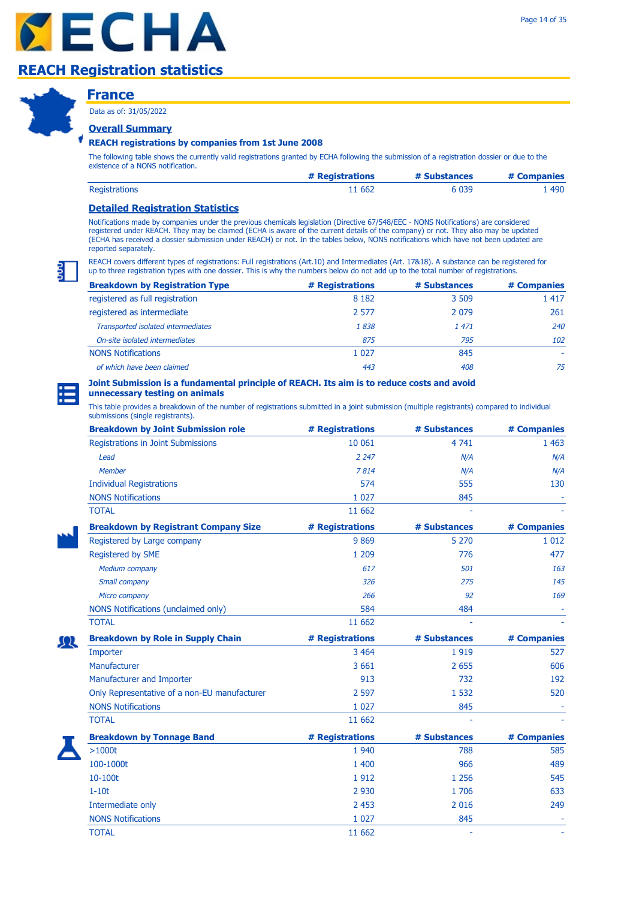# REACH Registration statistics

## France

Data as of: 31/05/2022

### Overall Summary

**REACH registrations by companies from 1st June 2008**

The following table shows the currently valid registrations granted by ECHA following the submission of a registration dossier or due to the existence of a NONS notification.

| | # Registrations | # Substances | # Companies |
|---|---|---|---|
| Registrations | 11 662 | 6 039 | 1 490 |

### Detailed Registration Statistics

Notifications made by companies under the previous chemicals legislation (Directive 67/548/EEC - NONS Notifications) are considered registered under REACH. They may be claimed (ECHA is aware of the current details of the company) or not. They also may be updated (ECHA has received a dossier submission under REACH) or not. In the tables below, NONS notifications which have not been updated are reported separately.

REACH covers different types of registrations: Full registrations (Art.10) and Intermediates (Art. 17&18). A substance can be registered for up to three registration types with one dossier. This is why the numbers below do not add up to the total number of registrations.

| Breakdown by Registration Type | # Registrations | # Substances | # Companies |
|---|---|---|---|
| registered as full registration | 8 182 | 3 509 | 1 417 |
| registered as intermediate | 2 577 | 2 079 | 261 |
| *Transported isolated intermediates* | *1 838* | *1 471* | *240* |
| *On-site isolated intermediates* | *875* | *795* | *102* |
| NONS Notifications | 1 027 | 845 | - |
| *of which have been claimed* | *443* | *408* | *75* |

**Joint Submission is a fundamental principle of REACH. Its aim is to reduce costs and avoid unnecessary testing on animals**

This table provides a breakdown of the number of registrations submitted in a joint submission (multiple registrants) compared to individual submissions (single registrants).

| Breakdown by Joint Submission role | # Registrations | # Substances | # Companies |
|---|---|---|---|
| Registrations in Joint Submissions | 10 061 | 4 741 | 1 463 |
| *Lead* | *2 247* | *N/A* | *N/A* |
| *Member* | *7 814* | *N/A* | *N/A* |
| Individual Registrations | 574 | 555 | 130 |
| NONS Notifications | 1 027 | 845 | - |
| TOTAL | 11 662 | - | - |

| Breakdown by Registrant Company Size | # Registrations | # Substances | # Companies |
|---|---|---|---|
| Registered by Large company | 9 869 | 5 270 | 1 012 |
| Registered by SME | 1 209 | 776 | 477 |
| *Medium company* | *617* | *501* | *163* |
| *Small company* | *326* | *275* | *145* |
| *Micro company* | *266* | *92* | *169* |
| NONS Notifications (unclaimed only) | 584 | 484 | - |
| TOTAL | 11 662 | - | - |

| Breakdown by Role in Supply Chain | # Registrations | # Substances | # Companies |
|---|---|---|---|
| Importer | 3 464 | 1 919 | 527 |
| Manufacturer | 3 661 | 2 655 | 606 |
| Manufacturer and Importer | 913 | 732 | 192 |
| Only Representative of a non-EU manufacturer | 2 597 | 1 532 | 520 |
| NONS Notifications | 1 027 | 845 | - |
| TOTAL | 11 662 | - | - |

| Breakdown by Tonnage Band | # Registrations | # Substances | # Companies |
|---|---|---|---|
| >1000t | 1 940 | 788 | 585 |
| 100-1000t | 1 400 | 966 | 489 |
| 10-100t | 1 912 | 1 256 | 545 |
| 1-10t | 2 930 | 1 706 | 633 |
| Intermediate only | 2 453 | 2 016 | 249 |
| NONS Notifications | 1 027 | 845 | - |
| TOTAL | 11 662 | - | - |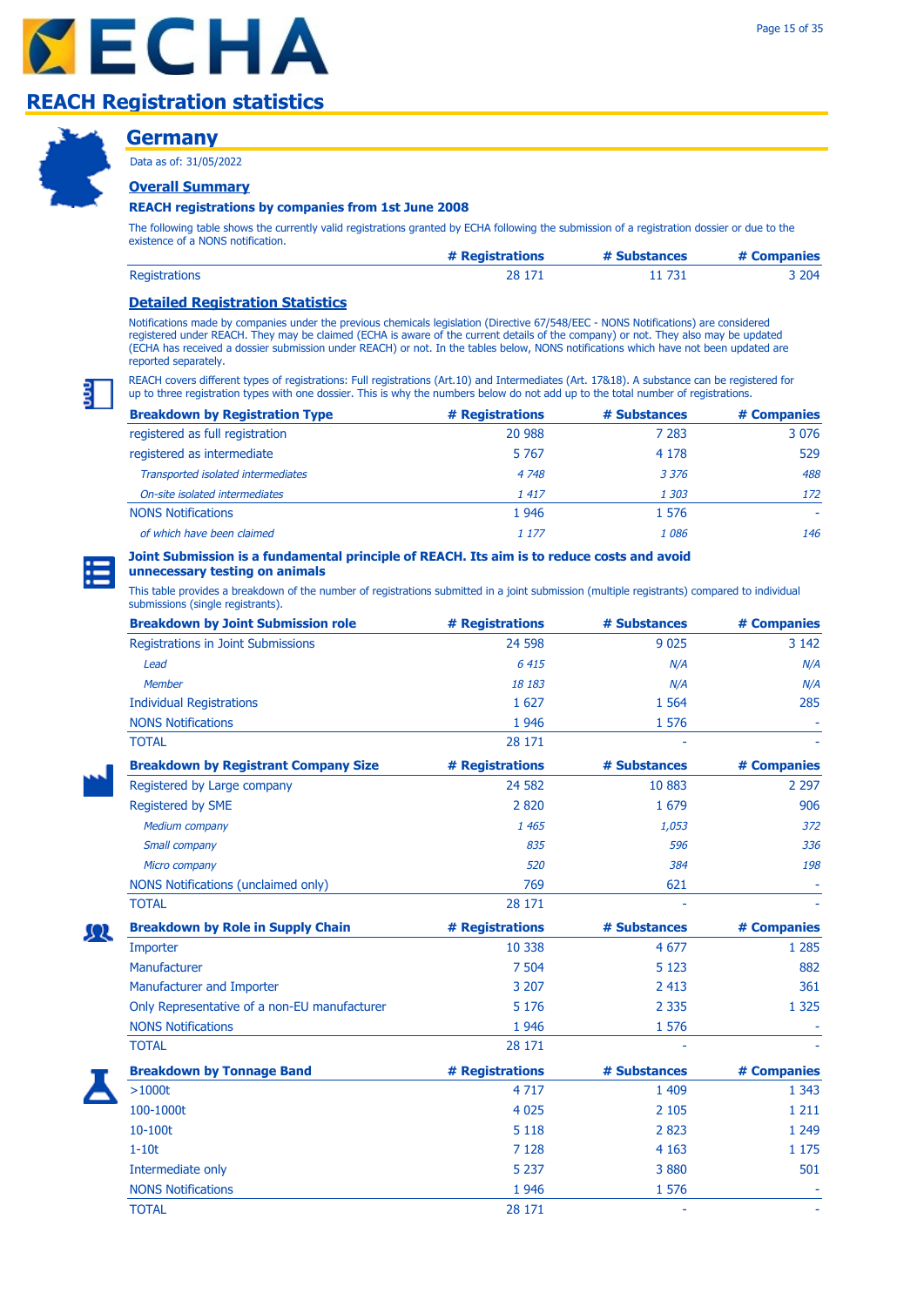# REACH Registration statistics

## Germany

Data as of: 31/05/2022

### Overall Summary

**REACH registrations by companies from 1st June 2008**

The following table shows the currently valid registrations granted by ECHA following the submission of a registration dossier or due to the existence of a NONS notification.

| | # Registrations | # Substances | # Companies |
|---|---|---|---|
| Registrations | 28 171 | 11 731 | 3 204 |

### Detailed Registration Statistics

Notifications made by companies under the previous chemicals legislation (Directive 67/548/EEC - NONS Notifications) are considered registered under REACH. They may be claimed (ECHA is aware of the current details of the company) or not. They also may be updated (ECHA has received a dossier submission under REACH) or not. In the tables below, NONS notifications which have not been updated are reported separately.

REACH covers different types of registrations: Full registrations (Art.10) and Intermediates (Art. 17&18). A substance can be registered for up to three registration types with one dossier. This is why the numbers below do not add up to the total number of registrations.

| Breakdown by Registration Type | # Registrations | # Substances | # Companies |
|---|---|---|---|
| registered as full registration | 20 988 | 7 283 | 3 076 |
| registered as intermediate | 5 767 | 4 178 | 529 |
| *Transported isolated intermediates* | *4 748* | *3 376* | *488* |
| *On-site isolated intermediates* | *1 417* | *1 303* | *172* |
| NONS Notifications | 1 946 | 1 576 | - |
| *of which have been claimed* | *1 177* | *1 086* | *146* |

**Joint Submission is a fundamental principle of REACH. Its aim is to reduce costs and avoid unnecessary testing on animals**

This table provides a breakdown of the number of registrations submitted in a joint submission (multiple registrants) compared to individual submissions (single registrants).

| Breakdown by Joint Submission role | # Registrations | # Substances | # Companies |
|---|---|---|---|
| Registrations in Joint Submissions | 24 598 | 9 025 | 3 142 |
| *Lead* | *6 415* | *N/A* | *N/A* |
| *Member* | *18 183* | *N/A* | *N/A* |
| Individual Registrations | 1 627 | 1 564 | 285 |
| NONS Notifications | 1 946 | 1 576 | - |
| TOTAL | 28 171 | - | - |

| Breakdown by Registrant Company Size | # Registrations | # Substances | # Companies |
|---|---|---|---|
| Registered by Large company | 24 582 | 10 883 | 2 297 |
| Registered by SME | 2 820 | 1 679 | 906 |
| *Medium company* | *1 465* | *1,053* | *372* |
| *Small company* | *835* | *596* | *336* |
| *Micro company* | *520* | *384* | *198* |
| NONS Notifications (unclaimed only) | 769 | 621 | - |
| TOTAL | 28 171 | - | - |

| Breakdown by Role in Supply Chain | # Registrations | # Substances | # Companies |
|---|---|---|---|
| Importer | 10 338 | 4 677 | 1 285 |
| Manufacturer | 7 504 | 5 123 | 882 |
| Manufacturer and Importer | 3 207 | 2 413 | 361 |
| Only Representative of a non-EU manufacturer | 5 176 | 2 335 | 1 325 |
| NONS Notifications | 1 946 | 1 576 | - |
| TOTAL | 28 171 | - | - |

| Breakdown by Tonnage Band | # Registrations | # Substances | # Companies |
|---|---|---|---|
| >1000t | 4 717 | 1 409 | 1 343 |
| 100-1000t | 4 025 | 2 105 | 1 211 |
| 10-100t | 5 118 | 2 823 | 1 249 |
| 1-10t | 7 128 | 4 163 | 1 175 |
| Intermediate only | 5 237 | 3 880 | 501 |
| NONS Notifications | 1 946 | 1 576 | - |
| TOTAL | 28 171 | - | - |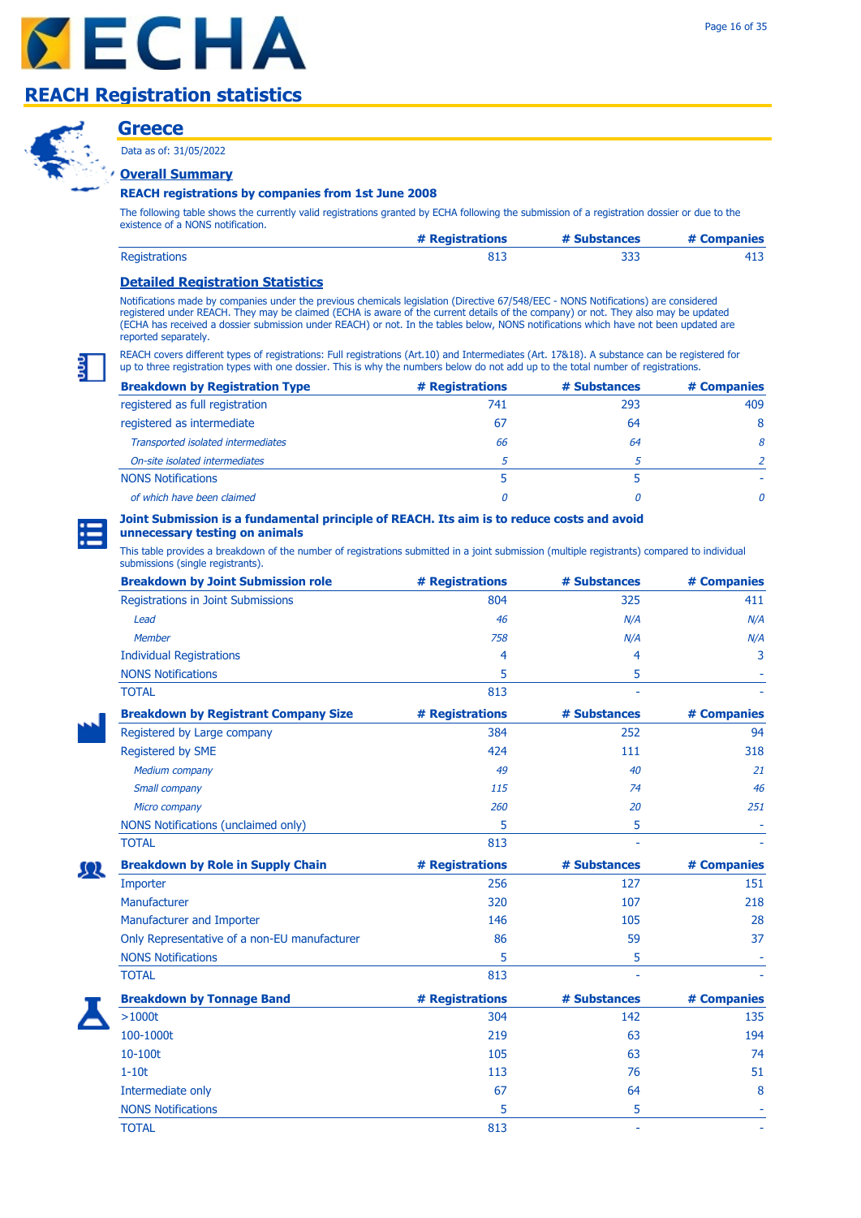# REACH Registration statistics

## Greece

Data as of: 31/05/2022

### Overall Summary

**REACH registrations by companies from 1st June 2008**

The following table shows the currently valid registrations granted by ECHA following the submission of a registration dossier or due to the existence of a NONS notification.

| | # Registrations | # Substances | # Companies |
|---|---|---|---|
| Registrations | 813 | 333 | 413 |

### Detailed Registration Statistics

Notifications made by companies under the previous chemicals legislation (Directive 67/548/EEC - NONS Notifications) are considered registered under REACH. They may be claimed (ECHA is aware of the current details of the company) or not. They also may be updated (ECHA has received a dossier submission under REACH) or not. In the tables below, NONS notifications which have not been updated are reported separately.

REACH covers different types of registrations: Full registrations (Art.10) and Intermediates (Art. 17&18). A substance can be registered for up to three registration types with one dossier. This is why the numbers below do not add up to the total number of registrations.

| Breakdown by Registration Type | # Registrations | # Substances | # Companies |
|---|---|---|---|
| registered as full registration | 741 | 293 | 409 |
| registered as intermediate | 67 | 64 | 8 |
| *Transported isolated intermediates* | *66* | *64* | *8* |
| *On-site isolated intermediates* | *5* | *5* | *2* |
| NONS Notifications | 5 | 5 | - |
| *of which have been claimed* | *0* | *0* | *0* |

**Joint Submission is a fundamental principle of REACH. Its aim is to reduce costs and avoid unnecessary testing on animals**

This table provides a breakdown of the number of registrations submitted in a joint submission (multiple registrants) compared to individual submissions (single registrants).

| Breakdown by Joint Submission role | # Registrations | # Substances | # Companies |
|---|---|---|---|
| Registrations in Joint Submissions | 804 | 325 | 411 |
| *Lead* | *46* | *N/A* | *N/A* |
| *Member* | *758* | *N/A* | *N/A* |
| Individual Registrations | 4 | 4 | 3 |
| NONS Notifications | 5 | 5 | - |
| TOTAL | 813 | - | - |

| Breakdown by Registrant Company Size | # Registrations | # Substances | # Companies |
|---|---|---|---|
| Registered by Large company | 384 | 252 | 94 |
| Registered by SME | 424 | 111 | 318 |
| *Medium company* | *49* | *40* | *21* |
| *Small company* | *115* | *74* | *46* |
| *Micro company* | *260* | *20* | *251* |
| NONS Notifications (unclaimed only) | 5 | 5 | - |
| TOTAL | 813 | - | - |

| Breakdown by Role in Supply Chain | # Registrations | # Substances | # Companies |
|---|---|---|---|
| Importer | 256 | 127 | 151 |
| Manufacturer | 320 | 107 | 218 |
| Manufacturer and Importer | 146 | 105 | 28 |
| Only Representative of a non-EU manufacturer | 86 | 59 | 37 |
| NONS Notifications | 5 | 5 | - |
| TOTAL | 813 | - | - |

| Breakdown by Tonnage Band | # Registrations | # Substances | # Companies |
|---|---|---|---|
| >1000t | 304 | 142 | 135 |
| 100-1000t | 219 | 63 | 194 |
| 10-100t | 105 | 63 | 74 |
| 1-10t | 113 | 76 | 51 |
| Intermediate only | 67 | 64 | 8 |
| NONS Notifications | 5 | 5 | - |
| TOTAL | 813 | - | - |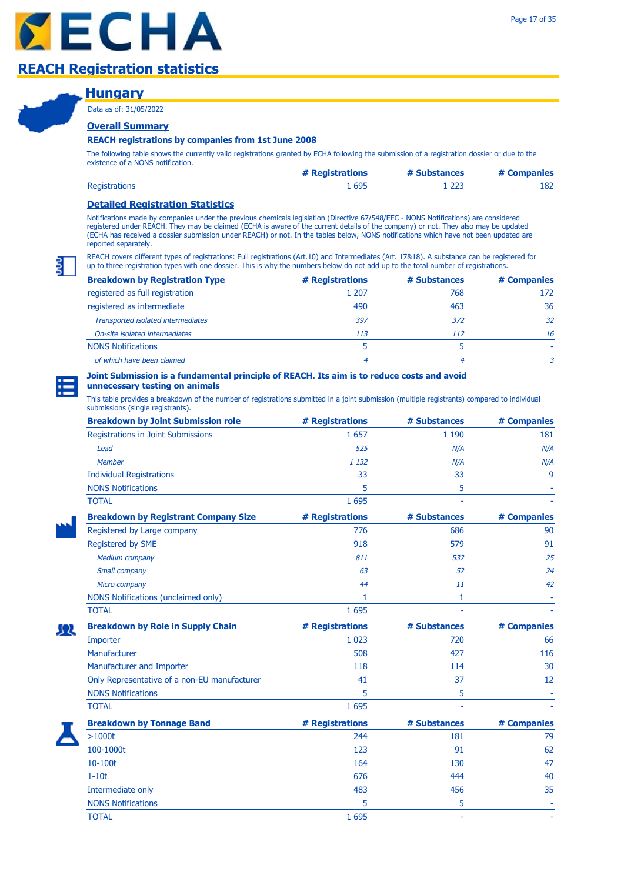# REACH Registration statistics

## Hungary

Data as of: 31/05/2022

### Overall Summary

**REACH registrations by companies from 1st June 2008**

The following table shows the currently valid registrations granted by ECHA following the submission of a registration dossier or due to the existence of a NONS notification.

| | # Registrations | # Substances | # Companies |
|---|---|---|---|
| Registrations | 1 695 | 1 223 | 182 |

### Detailed Registration Statistics

Notifications made by companies under the previous chemicals legislation (Directive 67/548/EEC - NONS Notifications) are considered registered under REACH. They may be claimed (ECHA is aware of the current details of the company) or not. They also may be updated (ECHA has received a dossier submission under REACH) or not. In the tables below, NONS notifications which have not been updated are reported separately.

REACH covers different types of registrations: Full registrations (Art.10) and Intermediates (Art. 17&18). A substance can be registered for up to three registration types with one dossier. This is why the numbers below do not add up to the total number of registrations.

| Breakdown by Registration Type | # Registrations | # Substances | # Companies |
|---|---|---|---|
| registered as full registration | 1 207 | 768 | 172 |
| registered as intermediate | 490 | 463 | 36 |
| *Transported isolated intermediates* | *397* | *372* | *32* |
| *On-site isolated intermediates* | *113* | *112* | *16* |
| NONS Notifications | 5 | 5 | - |
| *of which have been claimed* | *4* | *4* | *3* |

**Joint Submission is a fundamental principle of REACH. Its aim is to reduce costs and avoid unnecessary testing on animals**

This table provides a breakdown of the number of registrations submitted in a joint submission (multiple registrants) compared to individual submissions (single registrants).

| Breakdown by Joint Submission role | # Registrations | # Substances | # Companies |
|---|---|---|---|
| Registrations in Joint Submissions | 1 657 | 1 190 | 181 |
| *Lead* | *525* | *N/A* | *N/A* |
| *Member* | *1 132* | *N/A* | *N/A* |
| Individual Registrations | 33 | 33 | 9 |
| NONS Notifications | 5 | 5 | - |
| TOTAL | 1 695 | - | - |

| Breakdown by Registrant Company Size | # Registrations | # Substances | # Companies |
|---|---|---|---|
| Registered by Large company | 776 | 686 | 90 |
| Registered by SME | 918 | 579 | 91 |
| *Medium company* | *811* | *532* | *25* |
| *Small company* | *63* | *52* | *24* |
| *Micro company* | *44* | *11* | *42* |
| NONS Notifications (unclaimed only) | 1 | 1 | - |
| TOTAL | 1 695 | - | - |

| Breakdown by Role in Supply Chain | # Registrations | # Substances | # Companies |
|---|---|---|---|
| Importer | 1 023 | 720 | 66 |
| Manufacturer | 508 | 427 | 116 |
| Manufacturer and Importer | 118 | 114 | 30 |
| Only Representative of a non-EU manufacturer | 41 | 37 | 12 |
| NONS Notifications | 5 | 5 | - |
| TOTAL | 1 695 | - | - |

| Breakdown by Tonnage Band | # Registrations | # Substances | # Companies |
|---|---|---|---|
| >1000t | 244 | 181 | 79 |
| 100-1000t | 123 | 91 | 62 |
| 10-100t | 164 | 130 | 47 |
| 1-10t | 676 | 444 | 40 |
| Intermediate only | 483 | 456 | 35 |
| NONS Notifications | 5 | 5 | - |
| TOTAL | 1 695 | - | - |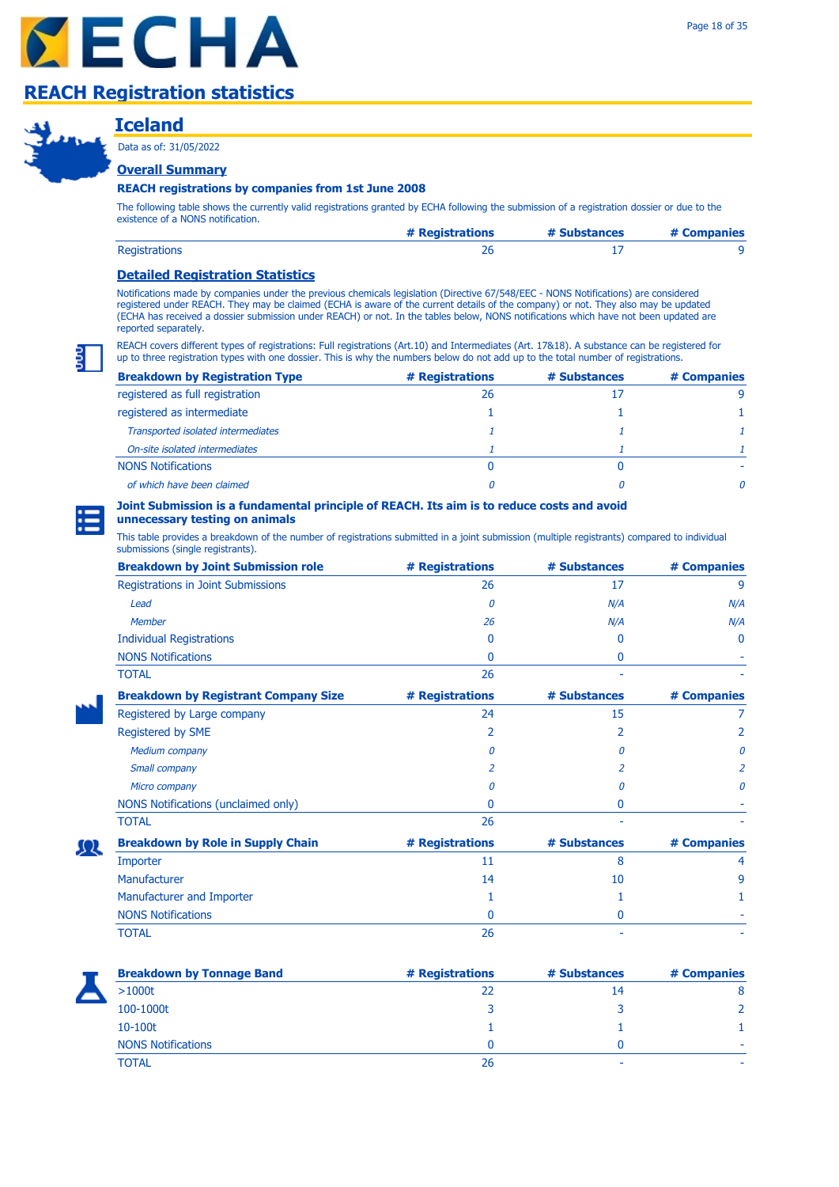# REACH Registration statistics

## Iceland

Data as of: 31/05/2022

### Overall Summary

**REACH registrations by companies from 1st June 2008**

The following table shows the currently valid registrations granted by ECHA following the submission of a registration dossier or due to the existence of a NONS notification.

| | # Registrations | # Substances | # Companies |
|---|---|---|---|
| Registrations | 26 | 17 | 9 |

### Detailed Registration Statistics

Notifications made by companies under the previous chemicals legislation (Directive 67/548/EEC - NONS Notifications) are considered registered under REACH. They may be claimed (ECHA is aware of the current details of the company) or not. They also may be updated (ECHA has received a dossier submission under REACH) or not. In the tables below, NONS notifications which have not been updated are reported separately.

REACH covers different types of registrations: Full registrations (Art.10) and Intermediates (Art. 17&18). A substance can be registered for up to three registration types with one dossier. This is why the numbers below do not add up to the total number of registrations.

| Breakdown by Registration Type | # Registrations | # Substances | # Companies |
|---|---|---|---|
| registered as full registration | 26 | 17 | 9 |
| registered as intermediate | 1 | 1 | 1 |
| *Transported isolated intermediates* | *1* | *1* | *1* |
| *On-site isolated intermediates* | *1* | *1* | *1* |
| NONS Notifications | 0 | 0 | - |
| *of which have been claimed* | *0* | *0* | *0* |

**Joint Submission is a fundamental principle of REACH. Its aim is to reduce costs and avoid unnecessary testing on animals**

This table provides a breakdown of the number of registrations submitted in a joint submission (multiple registrants) compared to individual submissions (single registrants).

| Breakdown by Joint Submission role | # Registrations | # Substances | # Companies |
|---|---|---|---|
| Registrations in Joint Submissions | 26 | 17 | 9 |
| *Lead* | *0* | *N/A* | *N/A* |
| *Member* | *26* | *N/A* | *N/A* |
| Individual Registrations | 0 | 0 | 0 |
| NONS Notifications | 0 | 0 | - |
| TOTAL | 26 | - | - |

| Breakdown by Registrant Company Size | # Registrations | # Substances | # Companies |
|---|---|---|---|
| Registered by Large company | 24 | 15 | 7 |
| Registered by SME | 2 | 2 | 2 |
| *Medium company* | *0* | *0* | *0* |
| *Small company* | *2* | *2* | *2* |
| *Micro company* | *0* | *0* | *0* |
| NONS Notifications (unclaimed only) | 0 | 0 | - |
| TOTAL | 26 | - | - |

| Breakdown by Role in Supply Chain | # Registrations | # Substances | # Companies |
|---|---|---|---|
| Importer | 11 | 8 | 4 |
| Manufacturer | 14 | 10 | 9 |
| Manufacturer and Importer | 1 | 1 | 1 |
| NONS Notifications | 0 | 0 | - |
| TOTAL | 26 | - | - |

| Breakdown by Tonnage Band | # Registrations | # Substances | # Companies |
|---|---|---|---|
| >1000t | 22 | 14 | 8 |
| 100-1000t | 3 | 3 | 2 |
| 10-100t | 1 | 1 | 1 |
| NONS Notifications | 0 | 0 | - |
| TOTAL | 26 | - | - |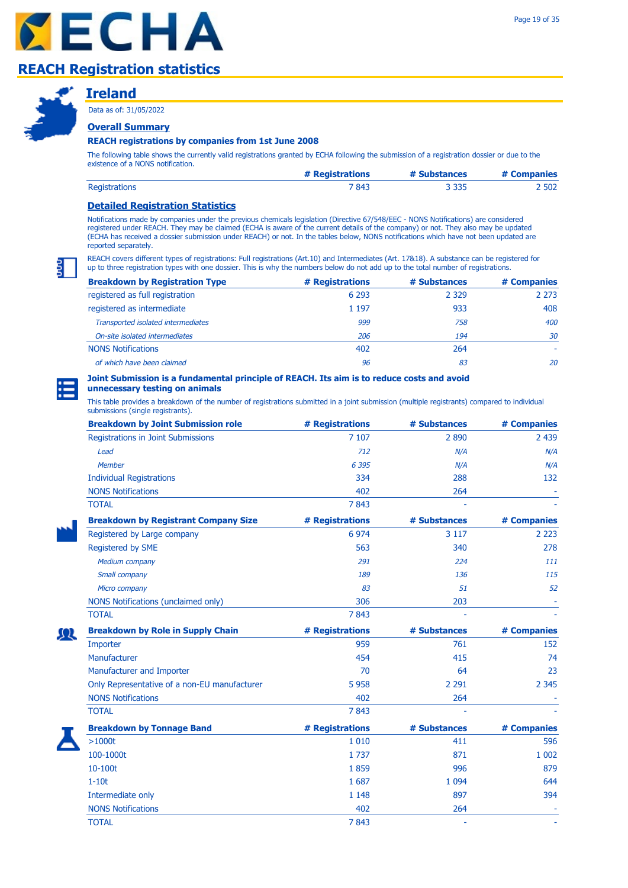# REACH Registration statistics

## Ireland

Data as of: 31/05/2022

### Overall Summary

**REACH registrations by companies from 1st June 2008**

The following table shows the currently valid registrations granted by ECHA following the submission of a registration dossier or due to the existence of a NONS notification.

| | # Registrations | # Substances | # Companies |
|---|---|---|---|
| Registrations | 7 843 | 3 335 | 2 502 |

### Detailed Registration Statistics

Notifications made by companies under the previous chemicals legislation (Directive 67/548/EEC - NONS Notifications) are considered registered under REACH. They may be claimed (ECHA is aware of the current details of the company) or not. They also may be updated (ECHA has received a dossier submission under REACH) or not. In the tables below, NONS notifications which have not been updated are reported separately.

REACH covers different types of registrations: Full registrations (Art.10) and Intermediates (Art. 17&18). A substance can be registered for up to three registration types with one dossier. This is why the numbers below do not add up to the total number of registrations.

| Breakdown by Registration Type | # Registrations | # Substances | # Companies |
|---|---|---|---|
| registered as full registration | 6 293 | 2 329 | 2 273 |
| registered as intermediate | 1 197 | 933 | 408 |
| *Transported isolated intermediates* | *999* | *758* | *400* |
| *On-site isolated intermediates* | *206* | *194* | *30* |
| NONS Notifications | 402 | 264 | - |
| *of which have been claimed* | *96* | *83* | *20* |

**Joint Submission is a fundamental principle of REACH. Its aim is to reduce costs and avoid unnecessary testing on animals**

This table provides a breakdown of the number of registrations submitted in a joint submission (multiple registrants) compared to individual submissions (single registrants).

| Breakdown by Joint Submission role | # Registrations | # Substances | # Companies |
|---|---|---|---|
| Registrations in Joint Submissions | 7 107 | 2 890 | 2 439 |
| *Lead* | *712* | *N/A* | *N/A* |
| *Member* | *6 395* | *N/A* | *N/A* |
| Individual Registrations | 334 | 288 | 132 |
| NONS Notifications | 402 | 264 | - |
| TOTAL | 7 843 | - | - |

| Breakdown by Registrant Company Size | # Registrations | # Substances | # Companies |
|---|---|---|---|
| Registered by Large company | 6 974 | 3 117 | 2 223 |
| Registered by SME | 563 | 340 | 278 |
| *Medium company* | *291* | *224* | *111* |
| *Small company* | *189* | *136* | *115* |
| *Micro company* | *83* | *51* | *52* |
| NONS Notifications (unclaimed only) | 306 | 203 | - |
| TOTAL | 7 843 | - | - |

| Breakdown by Role in Supply Chain | # Registrations | # Substances | # Companies |
|---|---|---|---|
| Importer | 959 | 761 | 152 |
| Manufacturer | 454 | 415 | 74 |
| Manufacturer and Importer | 70 | 64 | 23 |
| Only Representative of a non-EU manufacturer | 5 958 | 2 291 | 2 345 |
| NONS Notifications | 402 | 264 | - |
| TOTAL | 7 843 | - | - |

| Breakdown by Tonnage Band | # Registrations | # Substances | # Companies |
|---|---|---|---|
| >1000t | 1 010 | 411 | 596 |
| 100-1000t | 1 737 | 871 | 1 002 |
| 10-100t | 1 859 | 996 | 879 |
| 1-10t | 1 687 | 1 094 | 644 |
| Intermediate only | 1 148 | 897 | 394 |
| NONS Notifications | 402 | 264 | - |
| TOTAL | 7 843 | - | - |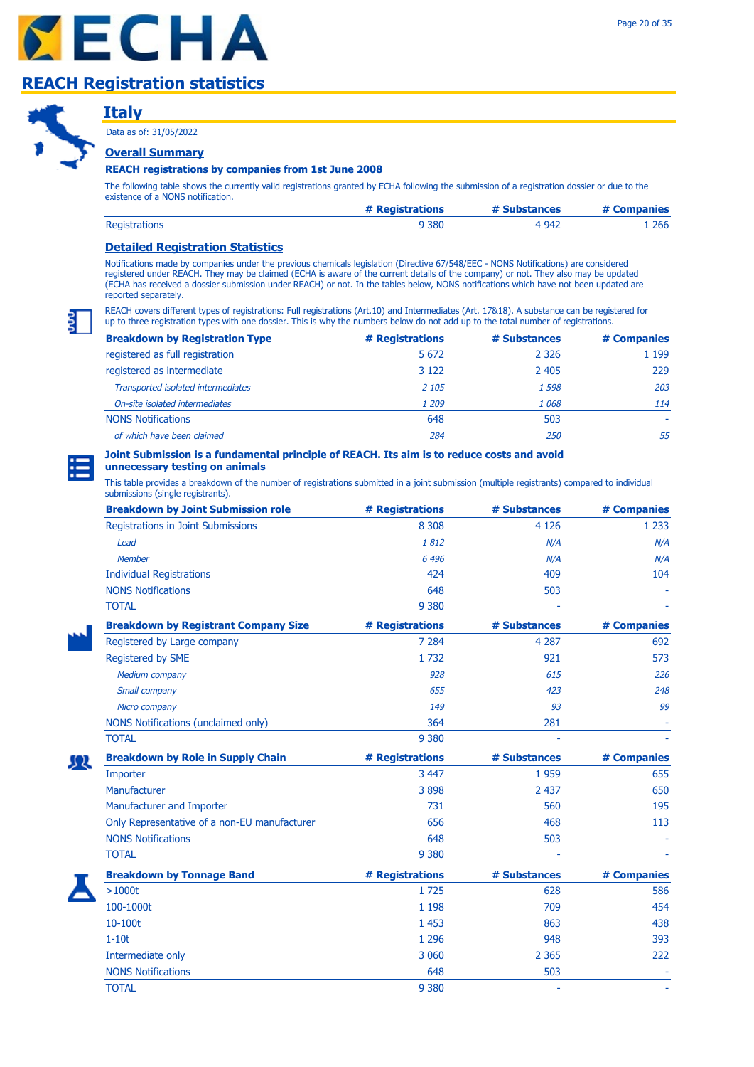# REACH Registration statistics

## Italy

Data as of: 31/05/2022

### Overall Summary

**REACH registrations by companies from 1st June 2008**

The following table shows the currently valid registrations granted by ECHA following the submission of a registration dossier or due to the existence of a NONS notification.

| | # Registrations | # Substances | # Companies |
|---|---|---|---|
| Registrations | 9 380 | 4 942 | 1 266 |

### Detailed Registration Statistics

Notifications made by companies under the previous chemicals legislation (Directive 67/548/EEC - NONS Notifications) are considered registered under REACH. They may be claimed (ECHA is aware of the current details of the company) or not. They also may be updated (ECHA has received a dossier submission under REACH) or not. In the tables below, NONS notifications which have not been updated are reported separately.

REACH covers different types of registrations: Full registrations (Art.10) and Intermediates (Art. 17&18). A substance can be registered for up to three registration types with one dossier. This is why the numbers below do not add up to the total number of registrations.

| Breakdown by Registration Type | # Registrations | # Substances | # Companies |
|---|---|---|---|
| registered as full registration | 5 672 | 2 326 | 1 199 |
| registered as intermediate | 3 122 | 2 405 | 229 |
| *Transported isolated intermediates* | *2 105* | *1 598* | *203* |
| *On-site isolated intermediates* | *1 209* | *1 068* | *114* |
| NONS Notifications | 648 | 503 | - |
| *of which have been claimed* | *284* | *250* | *55* |

**Joint Submission is a fundamental principle of REACH. Its aim is to reduce costs and avoid unnecessary testing on animals**

This table provides a breakdown of the number of registrations submitted in a joint submission (multiple registrants) compared to individual submissions (single registrants).

| Breakdown by Joint Submission role | # Registrations | # Substances | # Companies |
|---|---|---|---|
| Registrations in Joint Submissions | 8 308 | 4 126 | 1 233 |
| *Lead* | *1 812* | *N/A* | *N/A* |
| *Member* | *6 496* | *N/A* | *N/A* |
| Individual Registrations | 424 | 409 | 104 |
| NONS Notifications | 648 | 503 | - |
| TOTAL | 9 380 | - | - |

| Breakdown by Registrant Company Size | # Registrations | # Substances | # Companies |
|---|---|---|---|
| Registered by Large company | 7 284 | 4 287 | 692 |
| Registered by SME | 1 732 | 921 | 573 |
| *Medium company* | *928* | *615* | *226* |
| *Small company* | *655* | *423* | *248* |
| *Micro company* | *149* | *93* | *99* |
| NONS Notifications (unclaimed only) | 364 | 281 | - |
| TOTAL | 9 380 | - | - |

| Breakdown by Role in Supply Chain | # Registrations | # Substances | # Companies |
|---|---|---|---|
| Importer | 3 447 | 1 959 | 655 |
| Manufacturer | 3 898 | 2 437 | 650 |
| Manufacturer and Importer | 731 | 560 | 195 |
| Only Representative of a non-EU manufacturer | 656 | 468 | 113 |
| NONS Notifications | 648 | 503 | - |
| TOTAL | 9 380 | - | - |

| Breakdown by Tonnage Band | # Registrations | # Substances | # Companies |
|---|---|---|---|
| >1000t | 1 725 | 628 | 586 |
| 100-1000t | 1 198 | 709 | 454 |
| 10-100t | 1 453 | 863 | 438 |
| 1-10t | 1 296 | 948 | 393 |
| Intermediate only | 3 060 | 2 365 | 222 |
| NONS Notifications | 648 | 503 | - |
| TOTAL | 9 380 | - | - |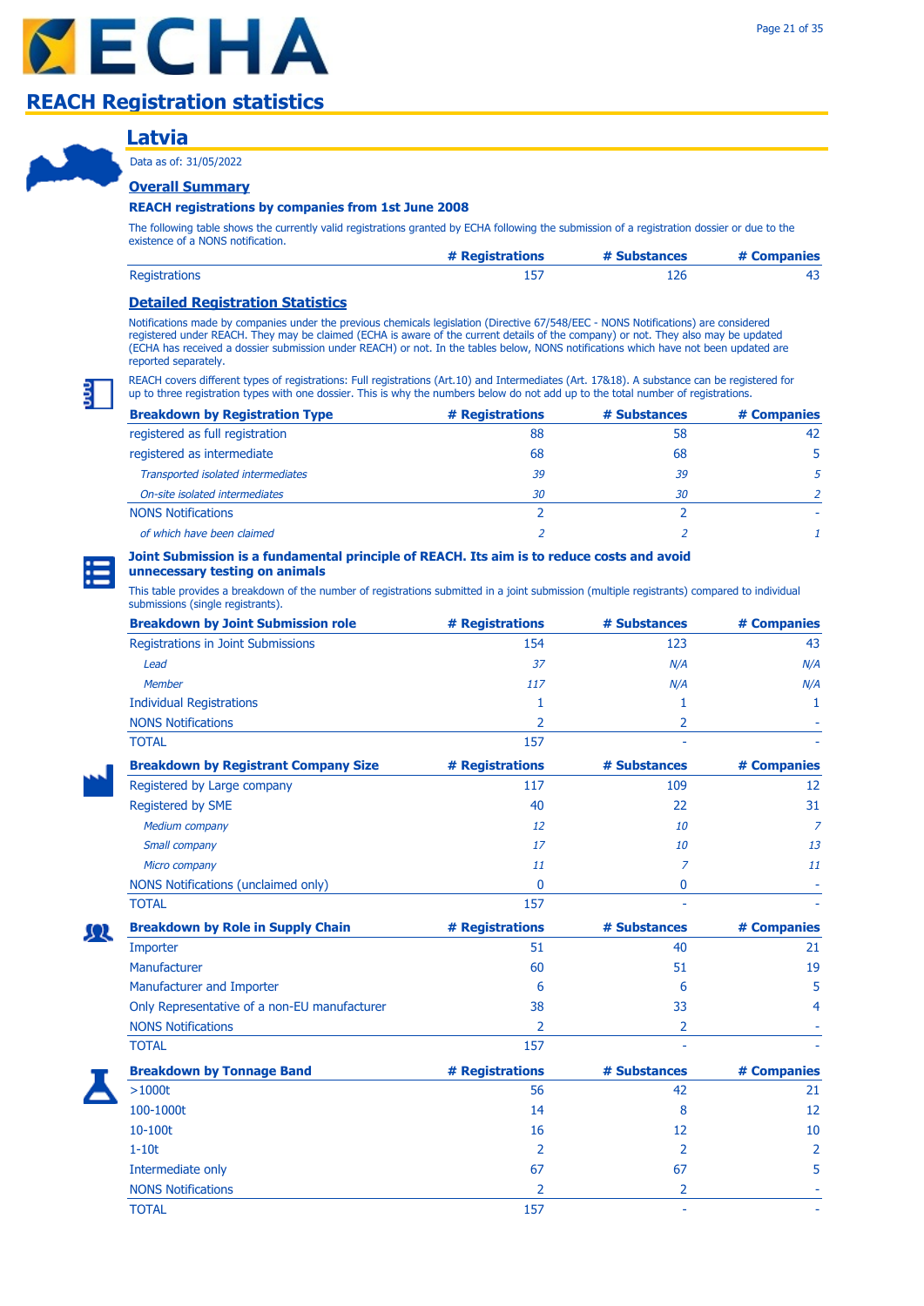# ECHA

## REACH Registration statistics

## Latvia

Data as of: 31/05/2022

### Overall Summary

**REACH registrations by companies from 1st June 2008**

The following table shows the currently valid registrations granted by ECHA following the submission of a registration dossier or due to the existence of a NONS notification.

| | # Registrations | # Substances | # Companies |
|---|---|---|---|
| Registrations | 157 | 126 | 43 |

### Detailed Registration Statistics

Notifications made by companies under the previous chemicals legislation (Directive 67/548/EEC - NONS Notifications) are considered registered under REACH. They may be claimed (ECHA is aware of the current details of the company) or not. They also may be updated (ECHA has received a dossier submission under REACH) or not. In the tables below, NONS notifications which have not been updated are reported separately.

REACH covers different types of registrations: Full registrations (Art.10) and Intermediates (Art. 17&18). A substance can be registered for up to three registration types with one dossier. This is why the numbers below do not add up to the total number of registrations.

| Breakdown by Registration Type | # Registrations | # Substances | # Companies |
|---|---|---|---|
| registered as full registration | 88 | 58 | 42 |
| registered as intermediate | 68 | 68 | 5 |
| *Transported isolated intermediates* | *39* | *39* | *5* |
| *On-site isolated intermediates* | *30* | *30* | *2* |
| NONS Notifications | 2 | 2 | - |
| *of which have been claimed* | *2* | *2* | *1* |

**Joint Submission is a fundamental principle of REACH. Its aim is to reduce costs and avoid unnecessary testing on animals**

This table provides a breakdown of the number of registrations submitted in a joint submission (multiple registrants) compared to individual submissions (single registrants).

| Breakdown by Joint Submission role | # Registrations | # Substances | # Companies |
|---|---|---|---|
| Registrations in Joint Submissions | 154 | 123 | 43 |
| *Lead* | *37* | *N/A* | *N/A* |
| *Member* | *117* | *N/A* | *N/A* |
| Individual Registrations | 1 | 1 | 1 |
| NONS Notifications | 2 | 2 | - |
| TOTAL | 157 | - | - |

| Breakdown by Registrant Company Size | # Registrations | # Substances | # Companies |
|---|---|---|---|
| Registered by Large company | 117 | 109 | 12 |
| Registered by SME | 40 | 22 | 31 |
| *Medium company* | *12* | *10* | *7* |
| *Small company* | *17* | *10* | *13* |
| *Micro company* | *11* | *7* | *11* |
| NONS Notifications (unclaimed only) | 0 | 0 | - |
| TOTAL | 157 | - | - |

| Breakdown by Role in Supply Chain | # Registrations | # Substances | # Companies |
|---|---|---|---|
| Importer | 51 | 40 | 21 |
| Manufacturer | 60 | 51 | 19 |
| Manufacturer and Importer | 6 | 6 | 5 |
| Only Representative of a non-EU manufacturer | 38 | 33 | 4 |
| NONS Notifications | 2 | 2 | - |
| TOTAL | 157 | - | - |

| Breakdown by Tonnage Band | # Registrations | # Substances | # Companies |
|---|---|---|---|
| >1000t | 56 | 42 | 21 |
| 100-1000t | 14 | 8 | 12 |
| 10-100t | 16 | 12 | 10 |
| 1-10t | 2 | 2 | 2 |
| Intermediate only | 67 | 67 | 5 |
| NONS Notifications | 2 | 2 | - |
| TOTAL | 157 | - | - |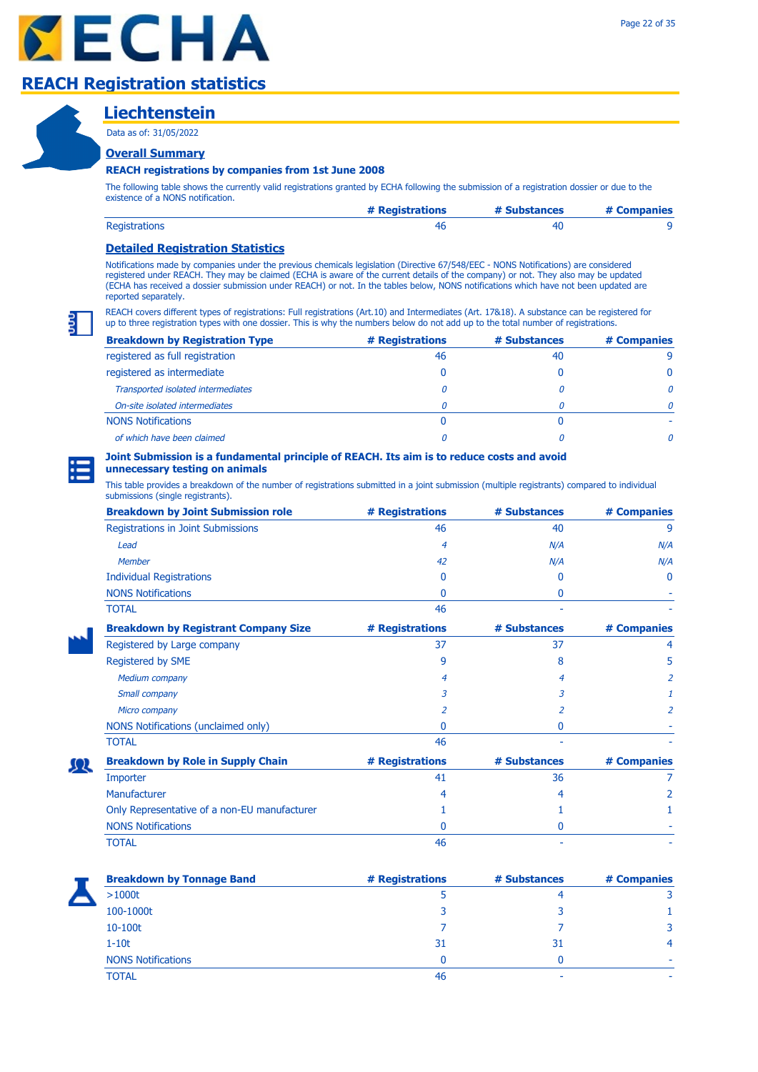# REACH Registration statistics

## Liechtenstein

Data as of: 31/05/2022

### Overall Summary

**REACH registrations by companies from 1st June 2008**

The following table shows the currently valid registrations granted by ECHA following the submission of a registration dossier or due to the existence of a NONS notification.

| | # Registrations | # Substances | # Companies |
|---|---|---|---|
| Registrations | 46 | 40 | 9 |

### Detailed Registration Statistics

Notifications made by companies under the previous chemicals legislation (Directive 67/548/EEC - NONS Notifications) are considered registered under REACH. They may be claimed (ECHA is aware of the current details of the company) or not. They also may be updated (ECHA has received a dossier submission under REACH) or not. In the tables below, NONS notifications which have not been updated are reported separately.

REACH covers different types of registrations: Full registrations (Art.10) and Intermediates (Art. 17&18). A substance can be registered for up to three registration types with one dossier. This is why the numbers below do not add up to the total number of registrations.

| Breakdown by Registration Type | # Registrations | # Substances | # Companies |
|---|---|---|---|
| registered as full registration | 46 | 40 | 9 |
| registered as intermediate | 0 | 0 | 0 |
| *Transported isolated intermediates* | *0* | *0* | *0* |
| *On-site isolated intermediates* | *0* | *0* | *0* |
| NONS Notifications | 0 | 0 | - |
| *of which have been claimed* | *0* | *0* | *0* |

**Joint Submission is a fundamental principle of REACH. Its aim is to reduce costs and avoid unnecessary testing on animals**

This table provides a breakdown of the number of registrations submitted in a joint submission (multiple registrants) compared to individual submissions (single registrants).

| Breakdown by Joint Submission role | # Registrations | # Substances | # Companies |
|---|---|---|---|
| Registrations in Joint Submissions | 46 | 40 | 9 |
| *Lead* | *4* | *N/A* | *N/A* |
| *Member* | *42* | *N/A* | *N/A* |
| Individual Registrations | 0 | 0 | 0 |
| NONS Notifications | 0 | 0 | - |
| TOTAL | 46 | - | - |

| Breakdown by Registrant Company Size | # Registrations | # Substances | # Companies |
|---|---|---|---|
| Registered by Large company | 37 | 37 | 4 |
| Registered by SME | 9 | 8 | 5 |
| *Medium company* | *4* | *4* | *2* |
| *Small company* | *3* | *3* | *1* |
| *Micro company* | *2* | *2* | *2* |
| NONS Notifications (unclaimed only) | 0 | 0 | - |
| TOTAL | 46 | - | - |

| Breakdown by Role in Supply Chain | # Registrations | # Substances | # Companies |
|---|---|---|---|
| Importer | 41 | 36 | 7 |
| Manufacturer | 4 | 4 | 2 |
| Only Representative of a non-EU manufacturer | 1 | 1 | 1 |
| NONS Notifications | 0 | 0 | - |
| TOTAL | 46 | - | - |

| Breakdown by Tonnage Band | # Registrations | # Substances | # Companies |
|---|---|---|---|
| >1000t | 5 | 4 | 3 |
| 100-1000t | 3 | 3 | 1 |
| 10-100t | 7 | 7 | 3 |
| 1-10t | 31 | 31 | 4 |
| NONS Notifications | 0 | 0 | - |
| TOTAL | 46 | - | - |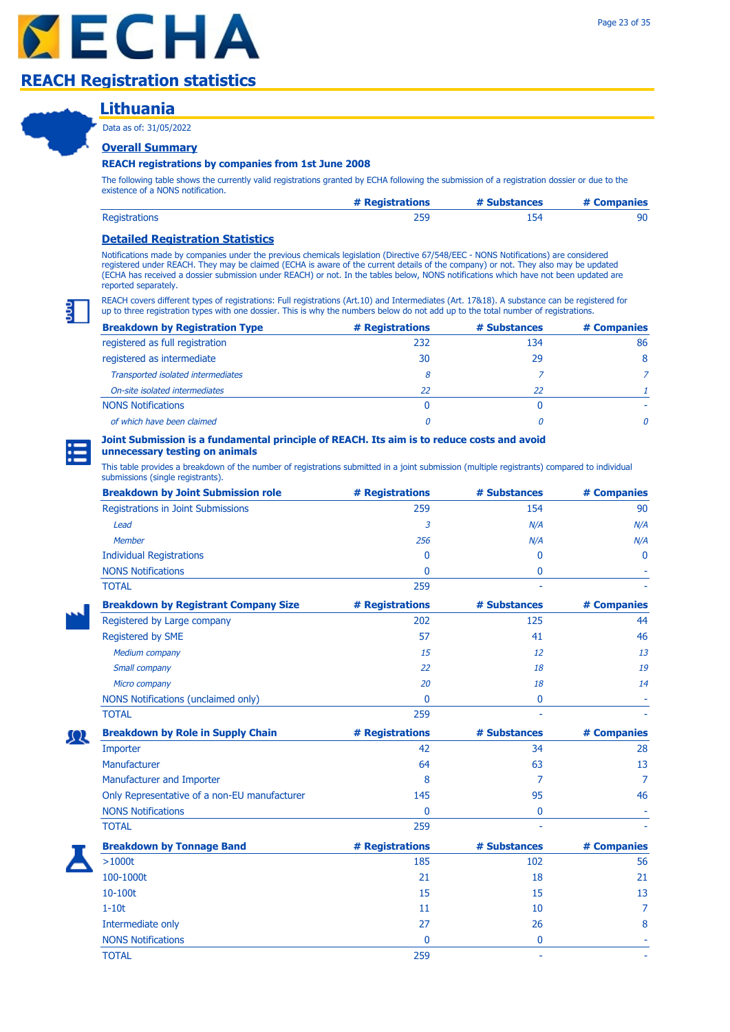# REACH Registration statistics

## Lithuania

Data as of: 31/05/2022

### Overall Summary

**REACH registrations by companies from 1st June 2008**

The following table shows the currently valid registrations granted by ECHA following the submission of a registration dossier or due to the existence of a NONS notification.

| | # Registrations | # Substances | # Companies |
|---|---|---|---|
| Registrations | 259 | 154 | 90 |

### Detailed Registration Statistics

Notifications made by companies under the previous chemicals legislation (Directive 67/548/EEC - NONS Notifications) are considered registered under REACH. They may be claimed (ECHA is aware of the current details of the company) or not. They also may be updated (ECHA has received a dossier submission under REACH) or not. In the tables below, NONS notifications which have not been updated are reported separately.

REACH covers different types of registrations: Full registrations (Art.10) and Intermediates (Art. 17&18). A substance can be registered for up to three registration types with one dossier. This is why the numbers below do not add up to the total number of registrations.

| Breakdown by Registration Type | # Registrations | # Substances | # Companies |
|---|---|---|---|
| registered as full registration | 232 | 134 | 86 |
| registered as intermediate | 30 | 29 | 8 |
| *Transported isolated intermediates* | *8* | *7* | *7* |
| *On-site isolated intermediates* | *22* | *22* | *1* |
| NONS Notifications | 0 | 0 | - |
| *of which have been claimed* | *0* | *0* | *0* |

**Joint Submission is a fundamental principle of REACH. Its aim is to reduce costs and avoid unnecessary testing on animals**

This table provides a breakdown of the number of registrations submitted in a joint submission (multiple registrants) compared to individual submissions (single registrants).

| Breakdown by Joint Submission role | # Registrations | # Substances | # Companies |
|---|---|---|---|
| Registrations in Joint Submissions | 259 | 154 | 90 |
| *Lead* | *3* | *N/A* | *N/A* |
| *Member* | *256* | *N/A* | *N/A* |
| Individual Registrations | 0 | 0 | 0 |
| NONS Notifications | 0 | 0 | - |
| TOTAL | 259 | - | - |

| Breakdown by Registrant Company Size | # Registrations | # Substances | # Companies |
|---|---|---|---|
| Registered by Large company | 202 | 125 | 44 |
| Registered by SME | 57 | 41 | 46 |
| *Medium company* | *15* | *12* | *13* |
| *Small company* | *22* | *18* | *19* |
| *Micro company* | *20* | *18* | *14* |
| NONS Notifications (unclaimed only) | 0 | 0 | - |
| TOTAL | 259 | - | - |

| Breakdown by Role in Supply Chain | # Registrations | # Substances | # Companies |
|---|---|---|---|
| Importer | 42 | 34 | 28 |
| Manufacturer | 64 | 63 | 13 |
| Manufacturer and Importer | 8 | 7 | 7 |
| Only Representative of a non-EU manufacturer | 145 | 95 | 46 |
| NONS Notifications | 0 | 0 | - |
| TOTAL | 259 | - | - |

| Breakdown by Tonnage Band | # Registrations | # Substances | # Companies |
|---|---|---|---|
| >1000t | 185 | 102 | 56 |
| 100-1000t | 21 | 18 | 21 |
| 10-100t | 15 | 15 | 13 |
| 1-10t | 11 | 10 | 7 |
| Intermediate only | 27 | 26 | 8 |
| NONS Notifications | 0 | 0 | - |
| TOTAL | 259 | - | - |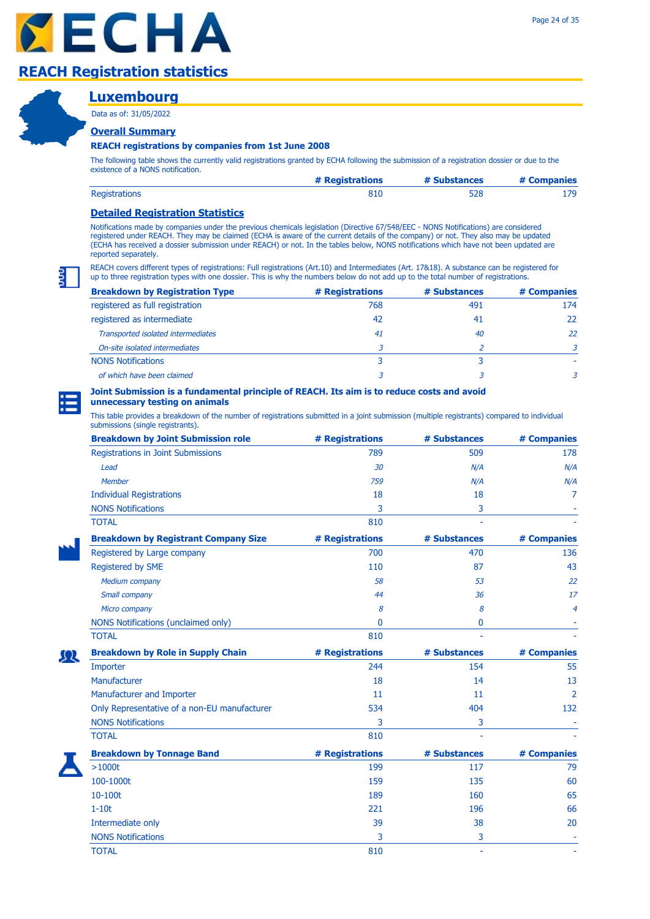# REACH Registration statistics

## Luxembourg

Data as of: 31/05/2022

### Overall Summary

**REACH registrations by companies from 1st June 2008**

The following table shows the currently valid registrations granted by ECHA following the submission of a registration dossier or due to the existence of a NONS notification.

| | # Registrations | # Substances | # Companies |
|---|---|---|---|
| Registrations | 810 | 528 | 179 |

### Detailed Registration Statistics

Notifications made by companies under the previous chemicals legislation (Directive 67/548/EEC - NONS Notifications) are considered registered under REACH. They may be claimed (ECHA is aware of the current details of the company) or not. They also may be updated (ECHA has received a dossier submission under REACH) or not. In the tables below, NONS notifications which have not been updated are reported separately.

REACH covers different types of registrations: Full registrations (Art.10) and Intermediates (Art. 17&18). A substance can be registered for up to three registration types with one dossier. This is why the numbers below do not add up to the total number of registrations.

| Breakdown by Registration Type | # Registrations | # Substances | # Companies |
|---|---|---|---|
| registered as full registration | 768 | 491 | 174 |
| registered as intermediate | 42 | 41 | 22 |
| *Transported isolated intermediates* | *41* | *40* | *22* |
| *On-site isolated intermediates* | *3* | *2* | *3* |
| NONS Notifications | 3 | 3 | - |
| *of which have been claimed* | *3* | *3* | *3* |

**Joint Submission is a fundamental principle of REACH. Its aim is to reduce costs and avoid unnecessary testing on animals**

This table provides a breakdown of the number of registrations submitted in a joint submission (multiple registrants) compared to individual submissions (single registrants).

| Breakdown by Joint Submission role | # Registrations | # Substances | # Companies |
|---|---|---|---|
| Registrations in Joint Submissions | 789 | 509 | 178 |
| *Lead* | *30* | *N/A* | *N/A* |
| *Member* | *759* | *N/A* | *N/A* |
| Individual Registrations | 18 | 18 | 7 |
| NONS Notifications | 3 | 3 | - |
| TOTAL | 810 | - | - |

| Breakdown by Registrant Company Size | # Registrations | # Substances | # Companies |
|---|---|---|---|
| Registered by Large company | 700 | 470 | 136 |
| Registered by SME | 110 | 87 | 43 |
| *Medium company* | *58* | *53* | *22* |
| *Small company* | *44* | *36* | *17* |
| *Micro company* | *8* | *8* | *4* |
| NONS Notifications (unclaimed only) | 0 | 0 | - |
| TOTAL | 810 | - | - |

| Breakdown by Role in Supply Chain | # Registrations | # Substances | # Companies |
|---|---|---|---|
| Importer | 244 | 154 | 55 |
| Manufacturer | 18 | 14 | 13 |
| Manufacturer and Importer | 11 | 11 | 2 |
| Only Representative of a non-EU manufacturer | 534 | 404 | 132 |
| NONS Notifications | 3 | 3 | - |
| TOTAL | 810 | - | - |

| Breakdown by Tonnage Band | # Registrations | # Substances | # Companies |
|---|---|---|---|
| >1000t | 199 | 117 | 79 |
| 100-1000t | 159 | 135 | 60 |
| 10-100t | 189 | 160 | 65 |
| 1-10t | 221 | 196 | 66 |
| Intermediate only | 39 | 38 | 20 |
| NONS Notifications | 3 | 3 | - |
| TOTAL | 810 | - | - |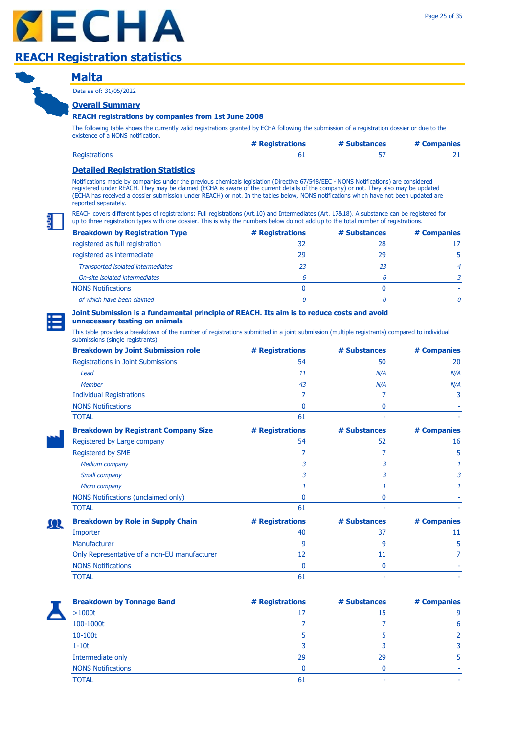# REACH Registration statistics

## Malta

Data as of: 31/05/2022

### Overall Summary

**REACH registrations by companies from 1st June 2008**

The following table shows the currently valid registrations granted by ECHA following the submission of a registration dossier or due to the existence of a NONS notification.

| | # Registrations | # Substances | # Companies |
|---|---|---|---|
| Registrations | 61 | 57 | 21 |

### Detailed Registration Statistics

Notifications made by companies under the previous chemicals legislation (Directive 67/548/EEC - NONS Notifications) are considered registered under REACH. They may be claimed (ECHA is aware of the current details of the company) or not. They also may be updated (ECHA has received a dossier submission under REACH) or not. In the tables below, NONS notifications which have not been updated are reported separately.

REACH covers different types of registrations: Full registrations (Art.10) and Intermediates (Art. 17&18). A substance can be registered for up to three registration types with one dossier. This is why the numbers below do not add up to the total number of registrations.

| Breakdown by Registration Type | # Registrations | # Substances | # Companies |
|---|---|---|---|
| registered as full registration | 32 | 28 | 17 |
| registered as intermediate | 29 | 29 | 5 |
| *Transported isolated intermediates* | *23* | *23* | *4* |
| *On-site isolated intermediates* | *6* | *6* | *3* |
| NONS Notifications | 0 | 0 | - |
| *of which have been claimed* | *0* | *0* | *0* |

**Joint Submission is a fundamental principle of REACH. Its aim is to reduce costs and avoid unnecessary testing on animals**

This table provides a breakdown of the number of registrations submitted in a joint submission (multiple registrants) compared to individual submissions (single registrants).

| Breakdown by Joint Submission role | # Registrations | # Substances | # Companies |
|---|---|---|---|
| Registrations in Joint Submissions | 54 | 50 | 20 |
| *Lead* | *11* | *N/A* | *N/A* |
| *Member* | *43* | *N/A* | *N/A* |
| Individual Registrations | 7 | 7 | 3 |
| NONS Notifications | 0 | 0 | - |
| TOTAL | 61 | - | - |

| Breakdown by Registrant Company Size | # Registrations | # Substances | # Companies |
|---|---|---|---|
| Registered by Large company | 54 | 52 | 16 |
| Registered by SME | 7 | 7 | 5 |
| *Medium company* | *3* | *3* | *1* |
| *Small company* | *3* | *3* | *3* |
| *Micro company* | *1* | *1* | *1* |
| NONS Notifications (unclaimed only) | 0 | 0 | - |
| TOTAL | 61 | - | - |

| Breakdown by Role in Supply Chain | # Registrations | # Substances | # Companies |
|---|---|---|---|
| Importer | 40 | 37 | 11 |
| Manufacturer | 9 | 9 | 5 |
| Only Representative of a non-EU manufacturer | 12 | 11 | 7 |
| NONS Notifications | 0 | 0 | - |
| TOTAL | 61 | - | - |

| Breakdown by Tonnage Band | # Registrations | # Substances | # Companies |
|---|---|---|---|
| >1000t | 17 | 15 | 9 |
| 100-1000t | 7 | 7 | 6 |
| 10-100t | 5 | 5 | 2 |
| 1-10t | 3 | 3 | 3 |
| Intermediate only | 29 | 29 | 5 |
| NONS Notifications | 0 | 0 | - |
| TOTAL | 61 | - | - |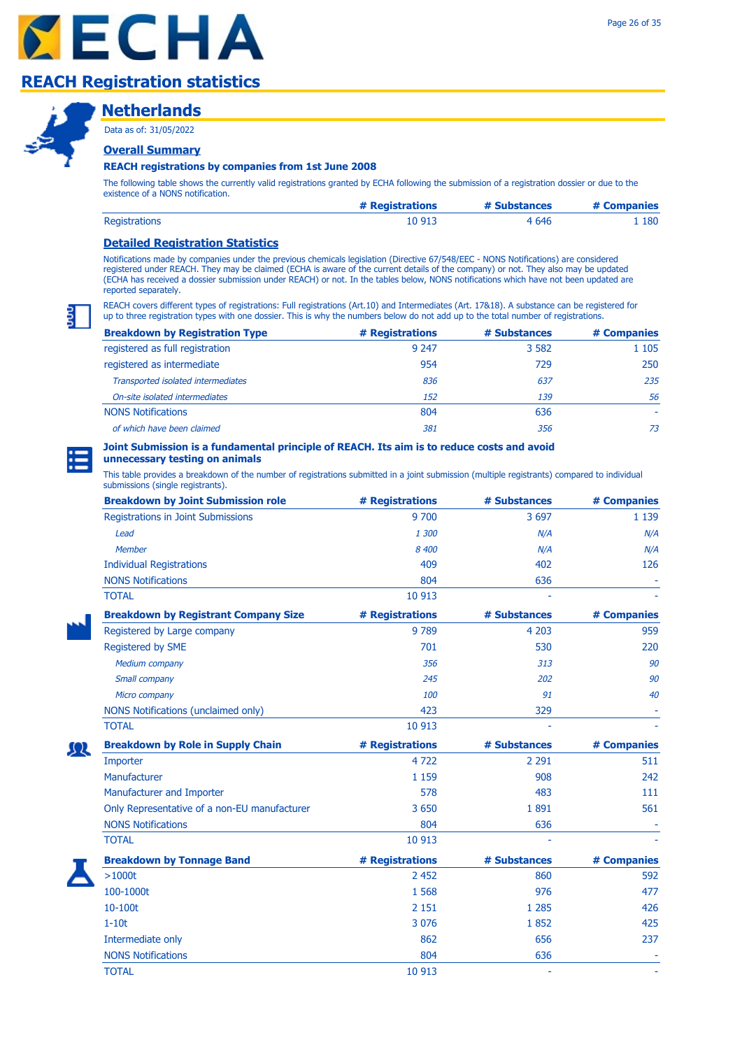# REACH Registration statistics

## Netherlands

Data as of: 31/05/2022

### Overall Summary

**REACH registrations by companies from 1st June 2008**

The following table shows the currently valid registrations granted by ECHA following the submission of a registration dossier or due to the existence of a NONS notification.

| | # Registrations | # Substances | # Companies |
|---|---|---|---|
| Registrations | 10 913 | 4 646 | 1 180 |

### Detailed Registration Statistics

Notifications made by companies under the previous chemicals legislation (Directive 67/548/EEC - NONS Notifications) are considered registered under REACH. They may be claimed (ECHA is aware of the current details of the company) or not. They also may be updated (ECHA has received a dossier submission under REACH) or not. In the tables below, NONS notifications which have not been updated are reported separately.

REACH covers different types of registrations: Full registrations (Art.10) and Intermediates (Art. 17&18). A substance can be registered for up to three registration types with one dossier. This is why the numbers below do not add up to the total number of registrations.

| Breakdown by Registration Type | # Registrations | # Substances | # Companies |
|---|---|---|---|
| registered as full registration | 9 247 | 3 582 | 1 105 |
| registered as intermediate | 954 | 729 | 250 |
| *Transported isolated intermediates* | *836* | *637* | *235* |
| *On-site isolated intermediates* | *152* | *139* | *56* |
| NONS Notifications | 804 | 636 | - |
| *of which have been claimed* | *381* | *356* | *73* |

**Joint Submission is a fundamental principle of REACH. Its aim is to reduce costs and avoid unnecessary testing on animals**

This table provides a breakdown of the number of registrations submitted in a joint submission (multiple registrants) compared to individual submissions (single registrants).

| Breakdown by Joint Submission role | # Registrations | # Substances | # Companies |
|---|---|---|---|
| Registrations in Joint Submissions | 9 700 | 3 697 | 1 139 |
| *Lead* | *1 300* | *N/A* | *N/A* |
| *Member* | *8 400* | *N/A* | *N/A* |
| Individual Registrations | 409 | 402 | 126 |
| NONS Notifications | 804 | 636 | - |
| TOTAL | 10 913 | - | - |

| Breakdown by Registrant Company Size | # Registrations | # Substances | # Companies |
|---|---|---|---|
| Registered by Large company | 9 789 | 4 203 | 959 |
| Registered by SME | 701 | 530 | 220 |
| *Medium company* | *356* | *313* | *90* |
| *Small company* | *245* | *202* | *90* |
| *Micro company* | *100* | *91* | *40* |
| NONS Notifications (unclaimed only) | 423 | 329 | - |
| TOTAL | 10 913 | - | - |

| Breakdown by Role in Supply Chain | # Registrations | # Substances | # Companies |
|---|---|---|---|
| Importer | 4 722 | 2 291 | 511 |
| Manufacturer | 1 159 | 908 | 242 |
| Manufacturer and Importer | 578 | 483 | 111 |
| Only Representative of a non-EU manufacturer | 3 650 | 1 891 | 561 |
| NONS Notifications | 804 | 636 | - |
| TOTAL | 10 913 | - | - |

| Breakdown by Tonnage Band | # Registrations | # Substances | # Companies |
|---|---|---|---|
| >1000t | 2 452 | 860 | 592 |
| 100-1000t | 1 568 | 976 | 477 |
| 10-100t | 2 151 | 1 285 | 426 |
| 1-10t | 3 076 | 1 852 | 425 |
| Intermediate only | 862 | 656 | 237 |
| NONS Notifications | 804 | 636 | - |
| TOTAL | 10 913 | - | - |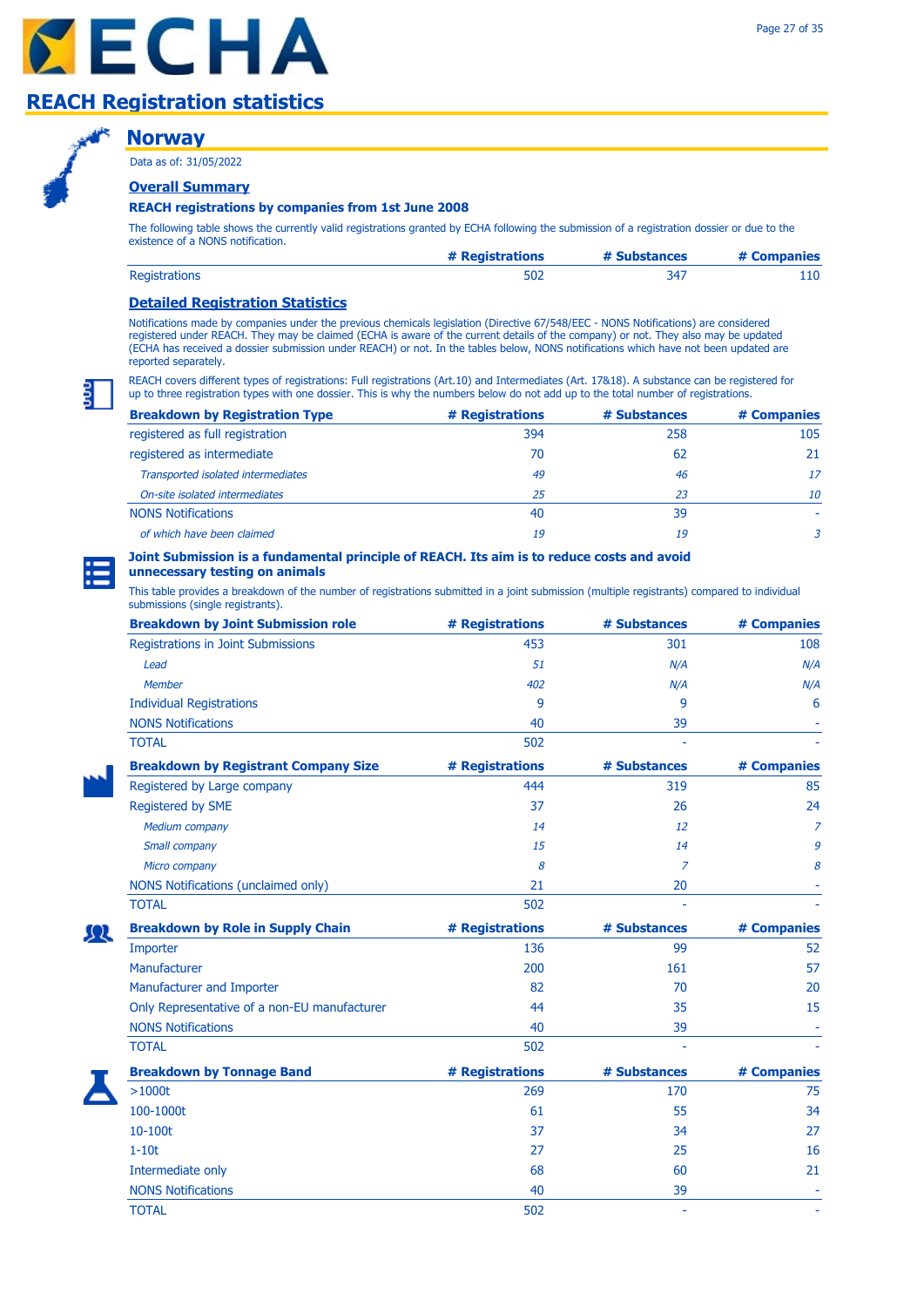# REACH Registration statistics

## Norway

Data as of: 31/05/2022

### Overall Summary

**REACH registrations by companies from 1st June 2008**

The following table shows the currently valid registrations granted by ECHA following the submission of a registration dossier or due to the existence of a NONS notification.

| | # Registrations | # Substances | # Companies |
|---|---|---|---|
| Registrations | 502 | 347 | 110 |

### Detailed Registration Statistics

Notifications made by companies under the previous chemicals legislation (Directive 67/548/EEC - NONS Notifications) are considered registered under REACH. They may be claimed (ECHA is aware of the current details of the company) or not. They also may be updated (ECHA has received a dossier submission under REACH) or not. In the tables below, NONS notifications which have not been updated are reported separately.

REACH covers different types of registrations: Full registrations (Art.10) and Intermediates (Art. 17&18). A substance can be registered for up to three registration types with one dossier. This is why the numbers below do not add up to the total number of registrations.

| Breakdown by Registration Type | # Registrations | # Substances | # Companies |
|---|---|---|---|
| registered as full registration | 394 | 258 | 105 |
| registered as intermediate | 70 | 62 | 21 |
| *Transported isolated intermediates* | *49* | *46* | *17* |
| *On-site isolated intermediates* | *25* | *23* | *10* |
| NONS Notifications | 40 | 39 | - |
| *of which have been claimed* | *19* | *19* | *3* |

**Joint Submission is a fundamental principle of REACH. Its aim is to reduce costs and avoid unnecessary testing on animals**

This table provides a breakdown of the number of registrations submitted in a joint submission (multiple registrants) compared to individual submissions (single registrants).

| Breakdown by Joint Submission role | # Registrations | # Substances | # Companies |
|---|---|---|---|
| Registrations in Joint Submissions | 453 | 301 | 108 |
| *Lead* | *51* | *N/A* | *N/A* |
| *Member* | *402* | *N/A* | *N/A* |
| Individual Registrations | 9 | 9 | 6 |
| NONS Notifications | 40 | 39 | - |
| TOTAL | 502 | - | - |

| Breakdown by Registrant Company Size | # Registrations | # Substances | # Companies |
|---|---|---|---|
| Registered by Large company | 444 | 319 | 85 |
| Registered by SME | 37 | 26 | 24 |
| *Medium company* | *14* | *12* | *7* |
| *Small company* | *15* | *14* | *9* |
| *Micro company* | *8* | *7* | *8* |
| NONS Notifications (unclaimed only) | 21 | 20 | - |
| TOTAL | 502 | - | - |

| Breakdown by Role in Supply Chain | # Registrations | # Substances | # Companies |
|---|---|---|---|
| Importer | 136 | 99 | 52 |
| Manufacturer | 200 | 161 | 57 |
| Manufacturer and Importer | 82 | 70 | 20 |
| Only Representative of a non-EU manufacturer | 44 | 35 | 15 |
| NONS Notifications | 40 | 39 | - |
| TOTAL | 502 | - | - |

| Breakdown by Tonnage Band | # Registrations | # Substances | # Companies |
|---|---|---|---|
| >1000t | 269 | 170 | 75 |
| 100-1000t | 61 | 55 | 34 |
| 10-100t | 37 | 34 | 27 |
| 1-10t | 27 | 25 | 16 |
| Intermediate only | 68 | 60 | 21 |
| NONS Notifications | 40 | 39 | - |
| TOTAL | 502 | - | - |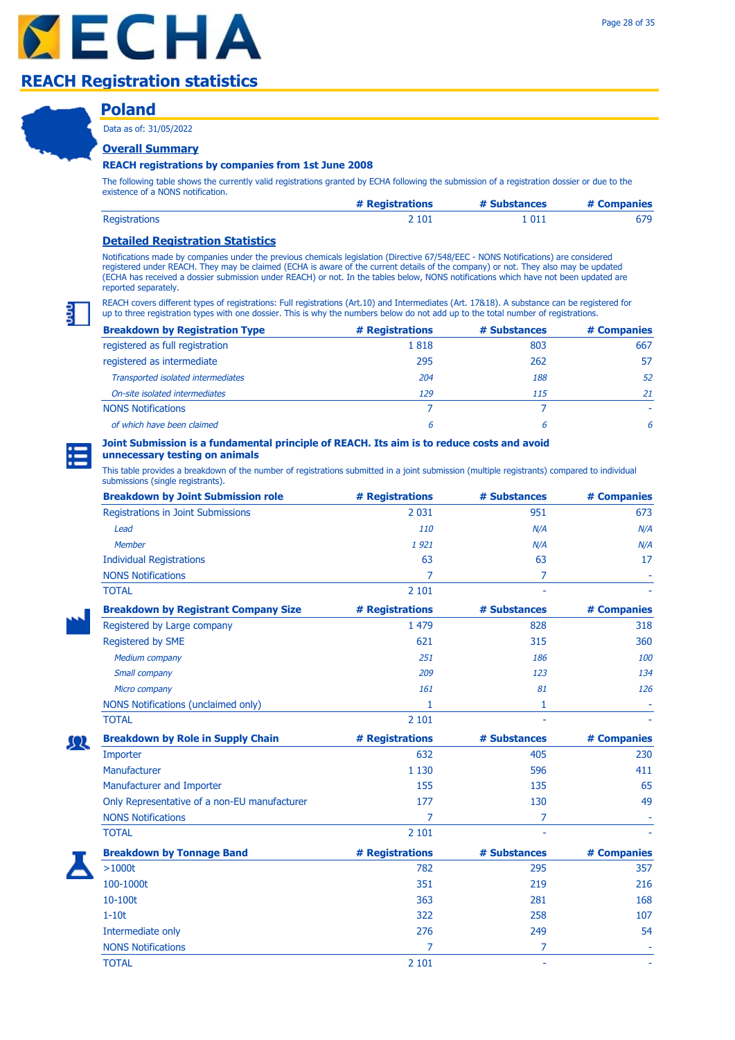# REACH Registration statistics

## Poland

Data as of: 31/05/2022

### Overall Summary

**REACH registrations by companies from 1st June 2008**

The following table shows the currently valid registrations granted by ECHA following the submission of a registration dossier or due to the existence of a NONS notification.

| | # Registrations | # Substances | # Companies |
|---|---|---|---|
| Registrations | 2 101 | 1 011 | 679 |

### Detailed Registration Statistics

Notifications made by companies under the previous chemicals legislation (Directive 67/548/EEC - NONS Notifications) are considered registered under REACH. They may be claimed (ECHA is aware of the current details of the company) or not. They also may be updated (ECHA has received a dossier submission under REACH) or not. In the tables below, NONS notifications which have not been updated are reported separately.

REACH covers different types of registrations: Full registrations (Art.10) and Intermediates (Art. 17&18). A substance can be registered for up to three registration types with one dossier. This is why the numbers below do not add up to the total number of registrations.

| Breakdown by Registration Type | # Registrations | # Substances | # Companies |
|---|---|---|---|
| registered as full registration | 1 818 | 803 | 667 |
| registered as intermediate | 295 | 262 | 57 |
| *Transported isolated intermediates* | *204* | *188* | *52* |
| *On-site isolated intermediates* | *129* | *115* | *21* |
| NONS Notifications | 7 | 7 | - |
| *of which have been claimed* | *6* | *6* | *6* |

**Joint Submission is a fundamental principle of REACH. Its aim is to reduce costs and avoid unnecessary testing on animals**

This table provides a breakdown of the number of registrations submitted in a joint submission (multiple registrants) compared to individual submissions (single registrants).

| Breakdown by Joint Submission role | # Registrations | # Substances | # Companies |
|---|---|---|---|
| Registrations in Joint Submissions | 2 031 | 951 | 673 |
| *Lead* | *110* | *N/A* | *N/A* |
| *Member* | *1 921* | *N/A* | *N/A* |
| Individual Registrations | 63 | 63 | 17 |
| NONS Notifications | 7 | 7 | - |
| TOTAL | 2 101 | - | - |

| Breakdown by Registrant Company Size | # Registrations | # Substances | # Companies |
|---|---|---|---|
| Registered by Large company | 1 479 | 828 | 318 |
| Registered by SME | 621 | 315 | 360 |
| *Medium company* | *251* | *186* | *100* |
| *Small company* | *209* | *123* | *134* |
| *Micro company* | *161* | *81* | *126* |
| NONS Notifications (unclaimed only) | 1 | 1 | - |
| TOTAL | 2 101 | - | - |

| Breakdown by Role in Supply Chain | # Registrations | # Substances | # Companies |
|---|---|---|---|
| Importer | 632 | 405 | 230 |
| Manufacturer | 1 130 | 596 | 411 |
| Manufacturer and Importer | 155 | 135 | 65 |
| Only Representative of a non-EU manufacturer | 177 | 130 | 49 |
| NONS Notifications | 7 | 7 | - |
| TOTAL | 2 101 | - | - |

| Breakdown by Tonnage Band | # Registrations | # Substances | # Companies |
|---|---|---|---|
| >1000t | 782 | 295 | 357 |
| 100-1000t | 351 | 219 | 216 |
| 10-100t | 363 | 281 | 168 |
| 1-10t | 322 | 258 | 107 |
| Intermediate only | 276 | 249 | 54 |
| NONS Notifications | 7 | 7 | - |
| TOTAL | 2 101 | - | - |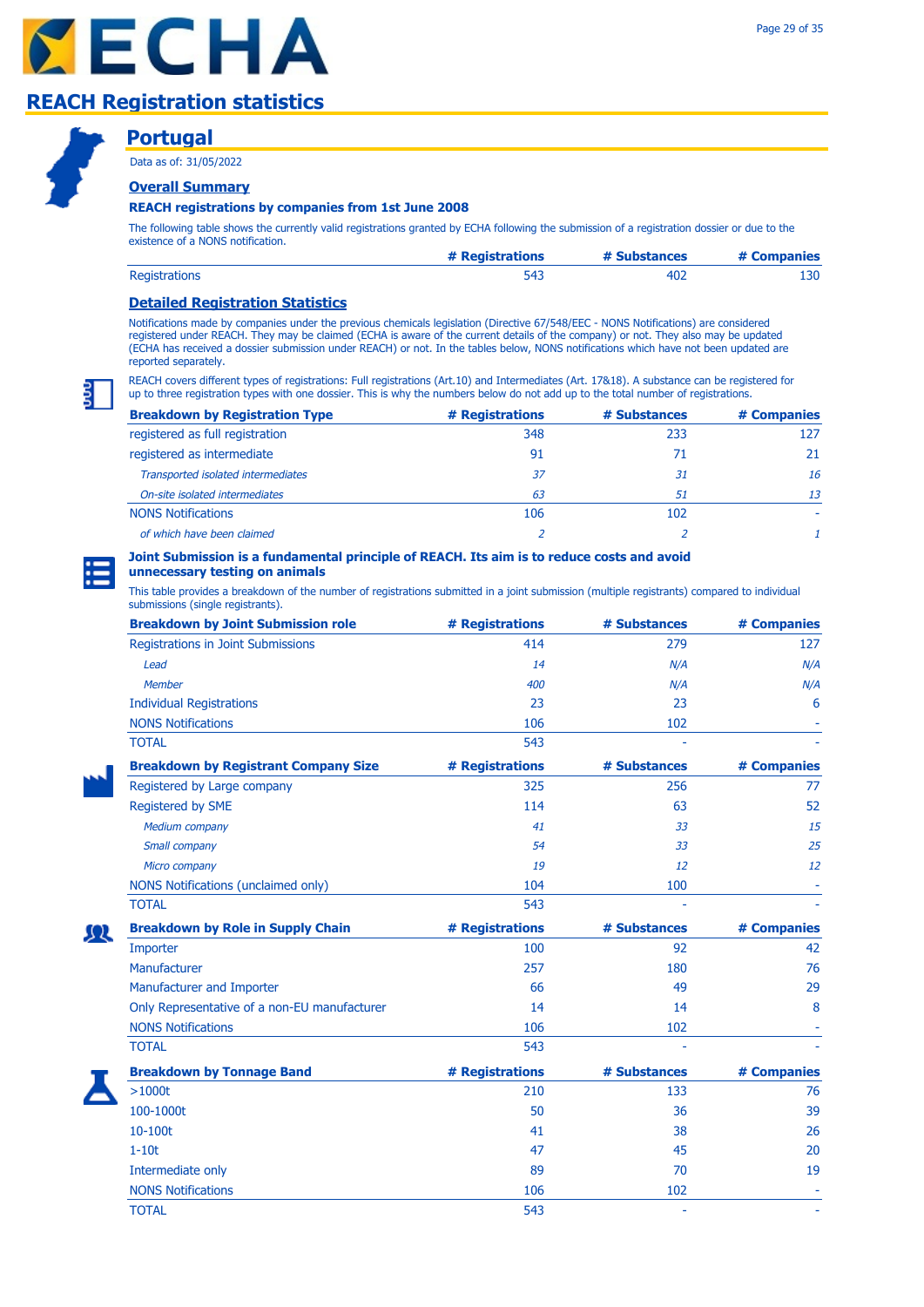# REACH Registration statistics

## Portugal

Data as of: 31/05/2022

### Overall Summary

**REACH registrations by companies from 1st June 2008**

The following table shows the currently valid registrations granted by ECHA following the submission of a registration dossier or due to the existence of a NONS notification.

| | # Registrations | # Substances | # Companies |
|---|---|---|---|
| Registrations | 543 | 402 | 130 |

### Detailed Registration Statistics

Notifications made by companies under the previous chemicals legislation (Directive 67/548/EEC - NONS Notifications) are considered registered under REACH. They may be claimed (ECHA is aware of the current details of the company) or not. They also may be updated (ECHA has received a dossier submission under REACH) or not. In the tables below, NONS notifications which have not been updated are reported separately.

REACH covers different types of registrations: Full registrations (Art.10) and Intermediates (Art. 17&18). A substance can be registered for up to three registration types with one dossier. This is why the numbers below do not add up to the total number of registrations.

| Breakdown by Registration Type | # Registrations | # Substances | # Companies |
|---|---|---|---|
| registered as full registration | 348 | 233 | 127 |
| registered as intermediate | 91 | 71 | 21 |
| *Transported isolated intermediates* | *37* | *31* | *16* |
| *On-site isolated intermediates* | *63* | *51* | *13* |
| NONS Notifications | 106 | 102 | - |
| *of which have been claimed* | *2* | *2* | *1* |

**Joint Submission is a fundamental principle of REACH. Its aim is to reduce costs and avoid unnecessary testing on animals**

This table provides a breakdown of the number of registrations submitted in a joint submission (multiple registrants) compared to individual submissions (single registrants).

| Breakdown by Joint Submission role | # Registrations | # Substances | # Companies |
|---|---|---|---|
| Registrations in Joint Submissions | 414 | 279 | 127 |
| *Lead* | *14* | *N/A* | *N/A* |
| *Member* | *400* | *N/A* | *N/A* |
| Individual Registrations | 23 | 23 | 6 |
| NONS Notifications | 106 | 102 | - |
| TOTAL | 543 | - | - |

| Breakdown by Registrant Company Size | # Registrations | # Substances | # Companies |
|---|---|---|---|
| Registered by Large company | 325 | 256 | 77 |
| Registered by SME | 114 | 63 | 52 |
| *Medium company* | *41* | *33* | *15* |
| *Small company* | *54* | *33* | *25* |
| *Micro company* | *19* | *12* | *12* |
| NONS Notifications (unclaimed only) | 104 | 100 | - |
| TOTAL | 543 | - | - |

| Breakdown by Role in Supply Chain | # Registrations | # Substances | # Companies |
|---|---|---|---|
| Importer | 100 | 92 | 42 |
| Manufacturer | 257 | 180 | 76 |
| Manufacturer and Importer | 66 | 49 | 29 |
| Only Representative of a non-EU manufacturer | 14 | 14 | 8 |
| NONS Notifications | 106 | 102 | - |
| TOTAL | 543 | - | - |

| Breakdown by Tonnage Band | # Registrations | # Substances | # Companies |
|---|---|---|---|
| >1000t | 210 | 133 | 76 |
| 100-1000t | 50 | 36 | 39 |
| 10-100t | 41 | 38 | 26 |
| 1-10t | 47 | 45 | 20 |
| Intermediate only | 89 | 70 | 19 |
| NONS Notifications | 106 | 102 | - |
| TOTAL | 543 | - | - |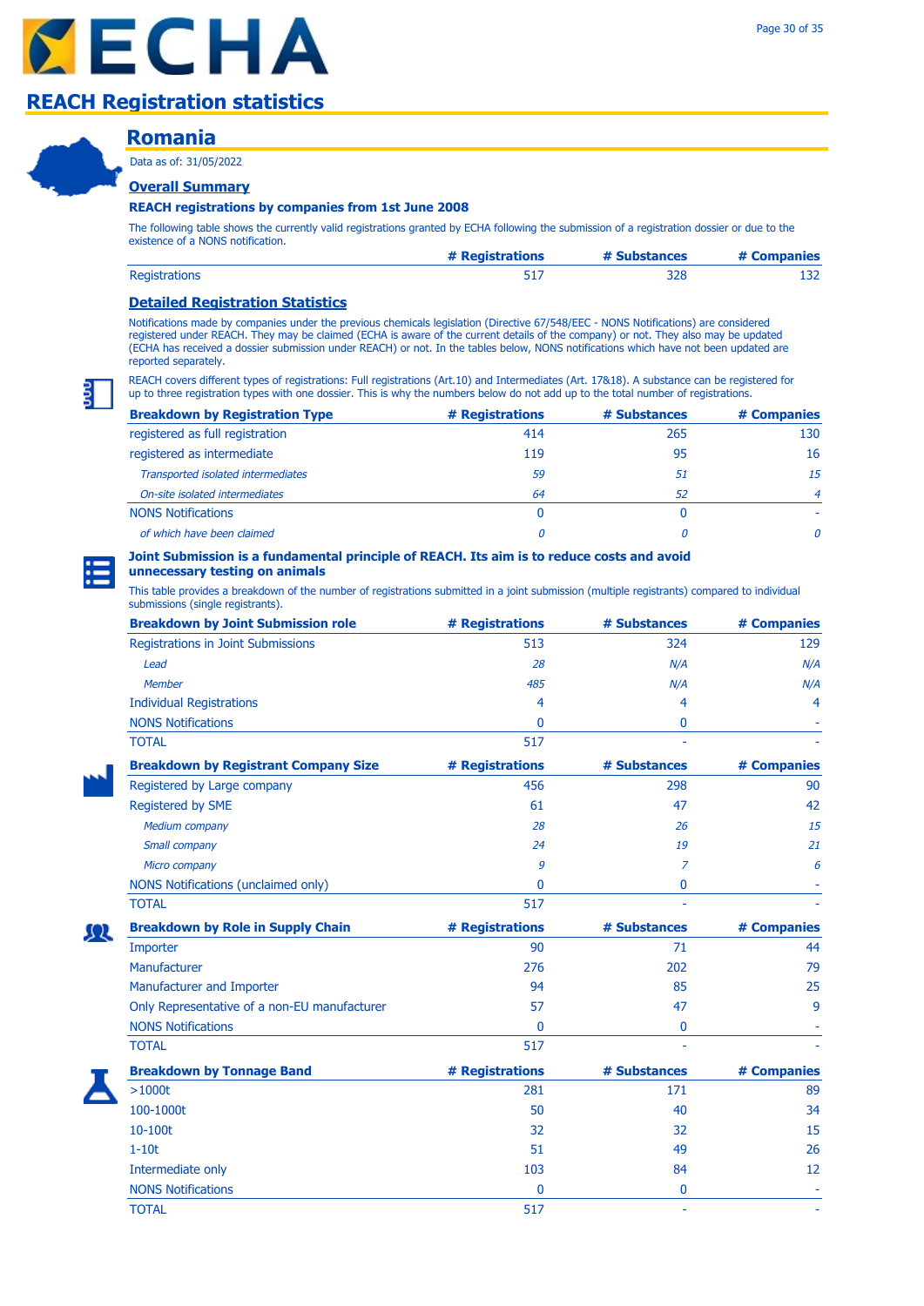# REACH Registration statistics

## Romania

Data as of: 31/05/2022

### Overall Summary

**REACH registrations by companies from 1st June 2008**

The following table shows the currently valid registrations granted by ECHA following the submission of a registration dossier or due to the existence of a NONS notification.

| | # Registrations | # Substances | # Companies |
|---|---|---|---|
| Registrations | 517 | 328 | 132 |

### Detailed Registration Statistics

Notifications made by companies under the previous chemicals legislation (Directive 67/548/EEC - NONS Notifications) are considered registered under REACH. They may be claimed (ECHA is aware of the current details of the company) or not. They also may be updated (ECHA has received a dossier submission under REACH) or not. In the tables below, NONS notifications which have not been updated are reported separately.

REACH covers different types of registrations: Full registrations (Art.10) and Intermediates (Art. 17&18). A substance can be registered for up to three registration types with one dossier. This is why the numbers below do not add up to the total number of registrations.

| Breakdown by Registration Type | # Registrations | # Substances | # Companies |
|---|---|---|---|
| registered as full registration | 414 | 265 | 130 |
| registered as intermediate | 119 | 95 | 16 |
| *Transported isolated intermediates* | *59* | *51* | *15* |
| *On-site isolated intermediates* | *64* | *52* | *4* |
| NONS Notifications | 0 | 0 | - |
| *of which have been claimed* | *0* | *0* | *0* |

**Joint Submission is a fundamental principle of REACH. Its aim is to reduce costs and avoid unnecessary testing on animals**

This table provides a breakdown of the number of registrations submitted in a joint submission (multiple registrants) compared to individual submissions (single registrants).

| Breakdown by Joint Submission role | # Registrations | # Substances | # Companies |
|---|---|---|---|
| Registrations in Joint Submissions | 513 | 324 | 129 |
| *Lead* | *28* | *N/A* | *N/A* |
| *Member* | *485* | *N/A* | *N/A* |
| Individual Registrations | 4 | 4 | 4 |
| NONS Notifications | 0 | 0 | - |
| TOTAL | 517 | - | - |

| Breakdown by Registrant Company Size | # Registrations | # Substances | # Companies |
|---|---|---|---|
| Registered by Large company | 456 | 298 | 90 |
| Registered by SME | 61 | 47 | 42 |
| *Medium company* | *28* | *26* | *15* |
| *Small company* | *24* | *19* | *21* |
| *Micro company* | *9* | *7* | *6* |
| NONS Notifications (unclaimed only) | 0 | 0 | - |
| TOTAL | 517 | - | - |

| Breakdown by Role in Supply Chain | # Registrations | # Substances | # Companies |
|---|---|---|---|
| Importer | 90 | 71 | 44 |
| Manufacturer | 276 | 202 | 79 |
| Manufacturer and Importer | 94 | 85 | 25 |
| Only Representative of a non-EU manufacturer | 57 | 47 | 9 |
| NONS Notifications | 0 | 0 | - |
| TOTAL | 517 | - | - |

| Breakdown by Tonnage Band | # Registrations | # Substances | # Companies |
|---|---|---|---|
| >1000t | 281 | 171 | 89 |
| 100-1000t | 50 | 40 | 34 |
| 10-100t | 32 | 32 | 15 |
| 1-10t | 51 | 49 | 26 |
| Intermediate only | 103 | 84 | 12 |
| NONS Notifications | 0 | 0 | - |
| TOTAL | 517 | - | - |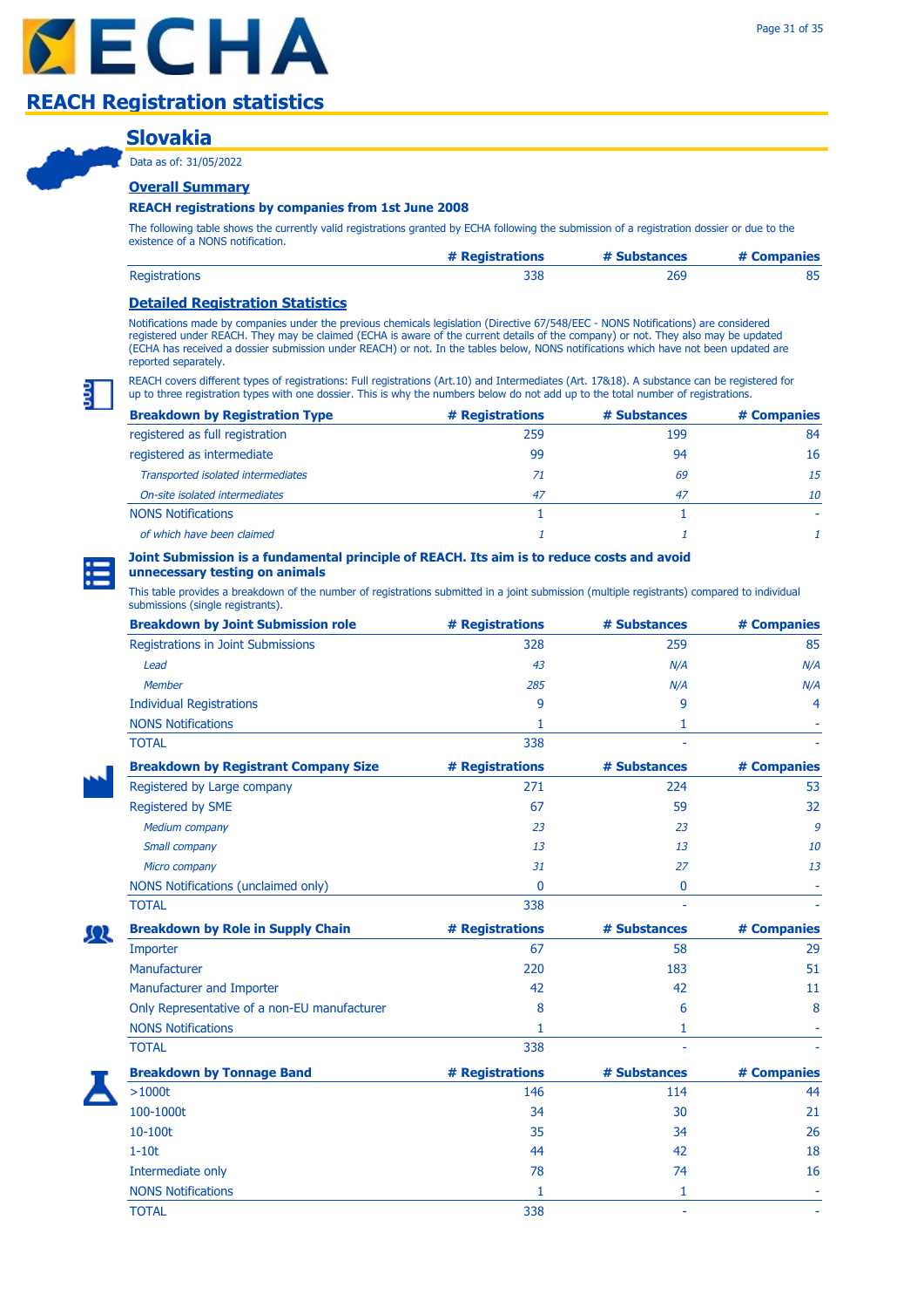# REACH Registration statistics

## Slovakia

Data as of: 31/05/2022

### Overall Summary

**REACH registrations by companies from 1st June 2008**

The following table shows the currently valid registrations granted by ECHA following the submission of a registration dossier or due to the existence of a NONS notification.

| | # Registrations | # Substances | # Companies |
|---|---|---|---|
| Registrations | 338 | 269 | 85 |

### Detailed Registration Statistics

Notifications made by companies under the previous chemicals legislation (Directive 67/548/EEC - NONS Notifications) are considered registered under REACH. They may be claimed (ECHA is aware of the current details of the company) or not. They also may be updated (ECHA has received a dossier submission under REACH) or not. In the tables below, NONS notifications which have not been updated are reported separately.

REACH covers different types of registrations: Full registrations (Art.10) and Intermediates (Art. 17&18). A substance can be registered for up to three registration types with one dossier. This is why the numbers below do not add up to the total number of registrations.

| Breakdown by Registration Type | # Registrations | # Substances | # Companies |
|---|---|---|---|
| registered as full registration | 259 | 199 | 84 |
| registered as intermediate | 99 | 94 | 16 |
| *Transported isolated intermediates* | *71* | *69* | *15* |
| *On-site isolated intermediates* | *47* | *47* | *10* |
| NONS Notifications | 1 | 1 | - |
| *of which have been claimed* | *1* | *1* | *1* |

**Joint Submission is a fundamental principle of REACH. Its aim is to reduce costs and avoid unnecessary testing on animals**

This table provides a breakdown of the number of registrations submitted in a joint submission (multiple registrants) compared to individual submissions (single registrants).

| Breakdown by Joint Submission role | # Registrations | # Substances | # Companies |
|---|---|---|---|
| Registrations in Joint Submissions | 328 | 259 | 85 |
| *Lead* | *43* | *N/A* | *N/A* |
| *Member* | *285* | *N/A* | *N/A* |
| Individual Registrations | 9 | 9 | 4 |
| NONS Notifications | 1 | 1 | - |
| TOTAL | 338 | - | - |

| Breakdown by Registrant Company Size | # Registrations | # Substances | # Companies |
|---|---|---|---|
| Registered by Large company | 271 | 224 | 53 |
| Registered by SME | 67 | 59 | 32 |
| *Medium company* | *23* | *23* | *9* |
| *Small company* | *13* | *13* | *10* |
| *Micro company* | *31* | *27* | *13* |
| NONS Notifications (unclaimed only) | 0 | 0 | - |
| TOTAL | 338 | - | - |

| Breakdown by Role in Supply Chain | # Registrations | # Substances | # Companies |
|---|---|---|---|
| Importer | 67 | 58 | 29 |
| Manufacturer | 220 | 183 | 51 |
| Manufacturer and Importer | 42 | 42 | 11 |
| Only Representative of a non-EU manufacturer | 8 | 6 | 8 |
| NONS Notifications | 1 | 1 | - |
| TOTAL | 338 | - | - |

| Breakdown by Tonnage Band | # Registrations | # Substances | # Companies |
|---|---|---|---|
| >1000t | 146 | 114 | 44 |
| 100-1000t | 34 | 30 | 21 |
| 10-100t | 35 | 34 | 26 |
| 1-10t | 44 | 42 | 18 |
| Intermediate only | 78 | 74 | 16 |
| NONS Notifications | 1 | 1 | - |
| TOTAL | 338 | - | - |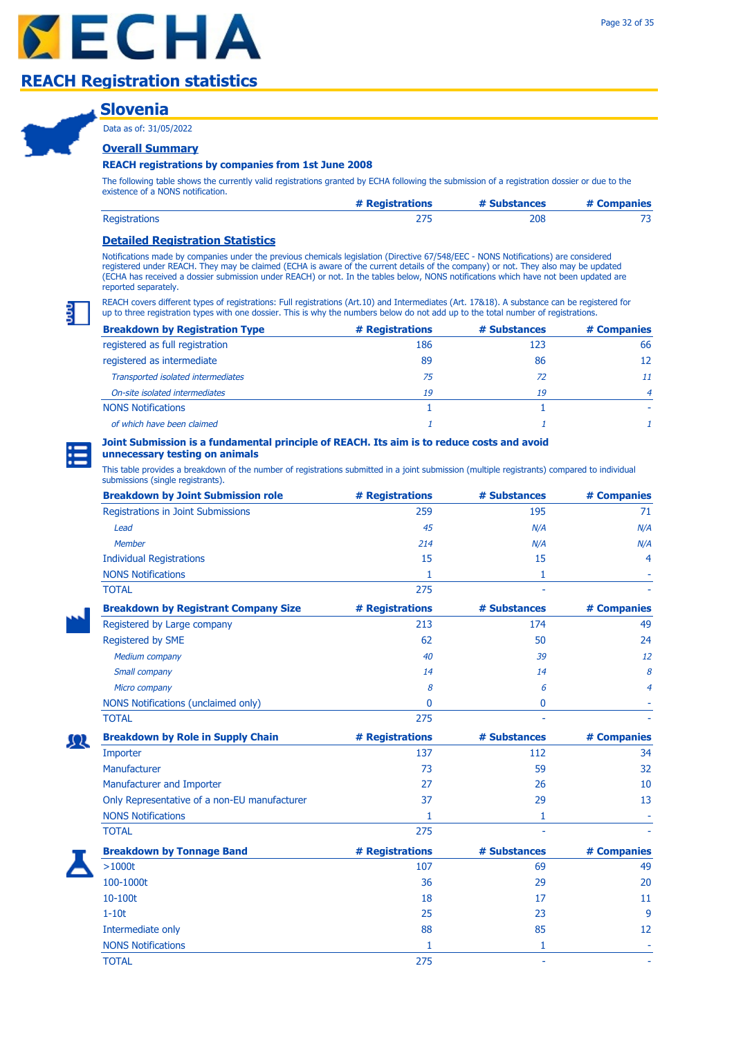# REACH Registration statistics

## Slovenia

Data as of: 31/05/2022

### Overall Summary

**REACH registrations by companies from 1st June 2008**

The following table shows the currently valid registrations granted by ECHA following the submission of a registration dossier or due to the existence of a NONS notification.

| | # Registrations | # Substances | # Companies |
|---|---|---|---|
| Registrations | 275 | 208 | 73 |

### Detailed Registration Statistics

Notifications made by companies under the previous chemicals legislation (Directive 67/548/EEC - NONS Notifications) are considered registered under REACH. They may be claimed (ECHA is aware of the current details of the company) or not. They also may be updated (ECHA has received a dossier submission under REACH) or not. In the tables below, NONS notifications which have not been updated are reported separately.

REACH covers different types of registrations: Full registrations (Art.10) and Intermediates (Art. 17&18). A substance can be registered for up to three registration types with one dossier. This is why the numbers below do not add up to the total number of registrations.

| Breakdown by Registration Type | # Registrations | # Substances | # Companies |
|---|---|---|---|
| registered as full registration | 186 | 123 | 66 |
| registered as intermediate | 89 | 86 | 12 |
| *Transported isolated intermediates* | *75* | *72* | *11* |
| *On-site isolated intermediates* | *19* | *19* | *4* |
| NONS Notifications | 1 | 1 | - |
| *of which have been claimed* | *1* | *1* | *1* |

**Joint Submission is a fundamental principle of REACH. Its aim is to reduce costs and avoid unnecessary testing on animals**

This table provides a breakdown of the number of registrations submitted in a joint submission (multiple registrants) compared to individual submissions (single registrants).

| Breakdown by Joint Submission role | # Registrations | # Substances | # Companies |
|---|---|---|---|
| Registrations in Joint Submissions | 259 | 195 | 71 |
| *Lead* | *45* | *N/A* | *N/A* |
| *Member* | *214* | *N/A* | *N/A* |
| Individual Registrations | 15 | 15 | 4 |
| NONS Notifications | 1 | 1 | - |
| TOTAL | 275 | - | - |

| Breakdown by Registrant Company Size | # Registrations | # Substances | # Companies |
|---|---|---|---|
| Registered by Large company | 213 | 174 | 49 |
| Registered by SME | 62 | 50 | 24 |
| *Medium company* | *40* | *39* | *12* |
| *Small company* | *14* | *14* | *8* |
| *Micro company* | *8* | *6* | *4* |
| NONS Notifications (unclaimed only) | 0 | 0 | - |
| TOTAL | 275 | - | - |

| Breakdown by Role in Supply Chain | # Registrations | # Substances | # Companies |
|---|---|---|---|
| Importer | 137 | 112 | 34 |
| Manufacturer | 73 | 59 | 32 |
| Manufacturer and Importer | 27 | 26 | 10 |
| Only Representative of a non-EU manufacturer | 37 | 29 | 13 |
| NONS Notifications | 1 | 1 | - |
| TOTAL | 275 | - | - |

| Breakdown by Tonnage Band | # Registrations | # Substances | # Companies |
|---|---|---|---|
| >1000t | 107 | 69 | 49 |
| 100-1000t | 36 | 29 | 20 |
| 10-100t | 18 | 17 | 11 |
| 1-10t | 25 | 23 | 9 |
| Intermediate only | 88 | 85 | 12 |
| NONS Notifications | 1 | 1 | - |
| TOTAL | 275 | - | - |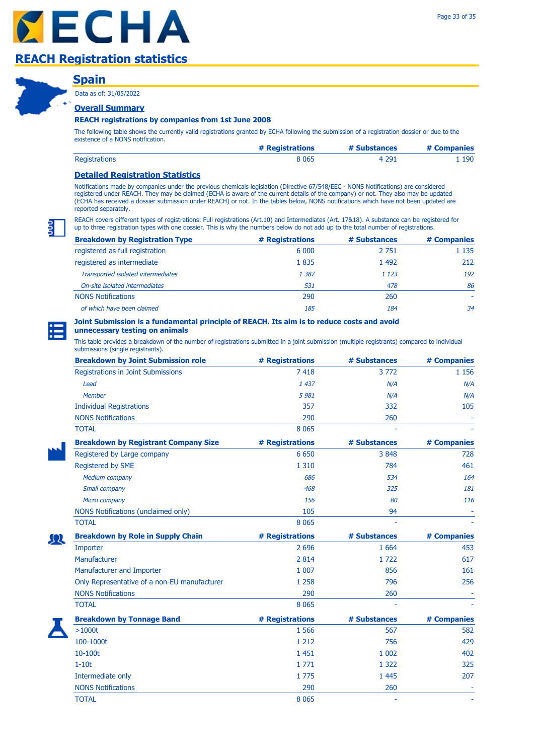# REACH Registration statistics

## Spain

Data as of: 31/05/2022

### Overall Summary

**REACH registrations by companies from 1st June 2008**

The following table shows the currently valid registrations granted by ECHA following the submission of a registration dossier or due to the existence of a NONS notification.

| | # Registrations | # Substances | # Companies |
|---|---|---|---|
| Registrations | 8 065 | 4 291 | 1 190 |

### Detailed Registration Statistics

Notifications made by companies under the previous chemicals legislation (Directive 67/548/EEC - NONS Notifications) are considered registered under REACH. They may be claimed (ECHA is aware of the current details of the company) or not. They also may be updated (ECHA has received a dossier submission under REACH) or not. In the tables below, NONS notifications which have not been updated are reported separately.

REACH covers different types of registrations: Full registrations (Art.10) and Intermediates (Art. 17&18). A substance can be registered for up to three registration types with one dossier. This is why the numbers below do not add up to the total number of registrations.

| Breakdown by Registration Type | # Registrations | # Substances | # Companies |
|---|---|---|---|
| registered as full registration | 6 000 | 2 751 | 1 135 |
| registered as intermediate | 1 835 | 1 492 | 212 |
| *Transported isolated intermediates* | *1 387* | *1 123* | *192* |
| *On-site isolated intermediates* | *531* | *478* | *86* |
| NONS Notifications | 290 | 260 | - |
| *of which have been claimed* | *185* | *184* | *34* |

**Joint Submission is a fundamental principle of REACH. Its aim is to reduce costs and avoid unnecessary testing on animals**

This table provides a breakdown of the number of registrations submitted in a joint submission (multiple registrants) compared to individual submissions (single registrants).

| Breakdown by Joint Submission role | # Registrations | # Substances | # Companies |
|---|---|---|---|
| Registrations in Joint Submissions | 7 418 | 3 772 | 1 156 |
| *Lead* | *1 437* | *N/A* | *N/A* |
| *Member* | *5 981* | *N/A* | *N/A* |
| Individual Registrations | 357 | 332 | 105 |
| NONS Notifications | 290 | 260 | - |
| TOTAL | 8 065 | - | - |

| Breakdown by Registrant Company Size | # Registrations | # Substances | # Companies |
|---|---|---|---|
| Registered by Large company | 6 650 | 3 848 | 728 |
| Registered by SME | 1 310 | 784 | 461 |
| *Medium company* | *686* | *534* | *164* |
| *Small company* | *468* | *325* | *181* |
| *Micro company* | *156* | *80* | *116* |
| NONS Notifications (unclaimed only) | 105 | 94 | - |
| TOTAL | 8 065 | - | - |

| Breakdown by Role in Supply Chain | # Registrations | # Substances | # Companies |
|---|---|---|---|
| Importer | 2 696 | 1 664 | 453 |
| Manufacturer | 2 814 | 1 722 | 617 |
| Manufacturer and Importer | 1 007 | 856 | 161 |
| Only Representative of a non-EU manufacturer | 1 258 | 796 | 256 |
| NONS Notifications | 290 | 260 | - |
| TOTAL | 8 065 | - | - |

| Breakdown by Tonnage Band | # Registrations | # Substances | # Companies |
|---|---|---|---|
| >1000t | 1 566 | 567 | 582 |
| 100-1000t | 1 212 | 756 | 429 |
| 10-100t | 1 451 | 1 002 | 402 |
| 1-10t | 1 771 | 1 322 | 325 |
| Intermediate only | 1 775 | 1 445 | 207 |
| NONS Notifications | 290 | 260 | - |
| TOTAL | 8 065 | - | - |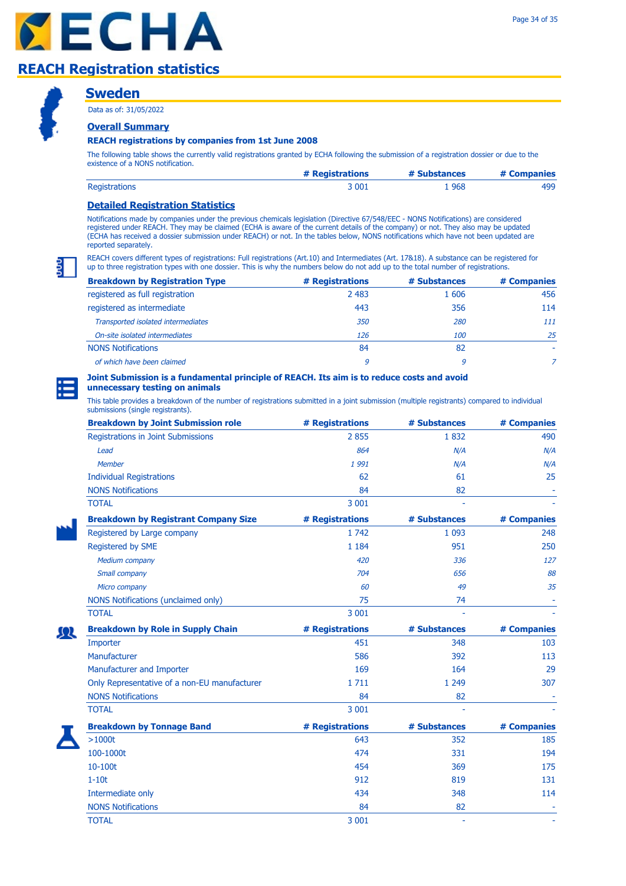# REACH Registration statistics

## Sweden

Data as of: 31/05/2022

### Overall Summary

**REACH registrations by companies from 1st June 2008**

The following table shows the currently valid registrations granted by ECHA following the submission of a registration dossier or due to the existence of a NONS notification.

| | # Registrations | # Substances | # Companies |
|---|---|---|---|
| Registrations | 3 001 | 1 968 | 499 |

### Detailed Registration Statistics

Notifications made by companies under the previous chemicals legislation (Directive 67/548/EEC - NONS Notifications) are considered registered under REACH. They may be claimed (ECHA is aware of the current details of the company) or not. They also may be updated (ECHA has received a dossier submission under REACH) or not. In the tables below, NONS notifications which have not been updated are reported separately.

REACH covers different types of registrations: Full registrations (Art.10) and Intermediates (Art. 17&18). A substance can be registered for up to three registration types with one dossier. This is why the numbers below do not add up to the total number of registrations.

| Breakdown by Registration Type | # Registrations | # Substances | # Companies |
|---|---|---|---|
| registered as full registration | 2 483 | 1 606 | 456 |
| registered as intermediate | 443 | 356 | 114 |
| *Transported isolated intermediates* | *350* | *280* | *111* |
| *On-site isolated intermediates* | *126* | *100* | *25* |
| NONS Notifications | 84 | 82 | - |
| *of which have been claimed* | *9* | *9* | *7* |

**Joint Submission is a fundamental principle of REACH. Its aim is to reduce costs and avoid unnecessary testing on animals**

This table provides a breakdown of the number of registrations submitted in a joint submission (multiple registrants) compared to individual submissions (single registrants).

| Breakdown by Joint Submission role | # Registrations | # Substances | # Companies |
|---|---|---|---|
| Registrations in Joint Submissions | 2 855 | 1 832 | 490 |
| *Lead* | *864* | *N/A* | *N/A* |
| *Member* | *1 991* | *N/A* | *N/A* |
| Individual Registrations | 62 | 61 | 25 |
| NONS Notifications | 84 | 82 | - |
| TOTAL | 3 001 | - | - |

| Breakdown by Registrant Company Size | # Registrations | # Substances | # Companies |
|---|---|---|---|
| Registered by Large company | 1 742 | 1 093 | 248 |
| Registered by SME | 1 184 | 951 | 250 |
| *Medium company* | *420* | *336* | *127* |
| *Small company* | *704* | *656* | *88* |
| *Micro company* | *60* | *49* | *35* |
| NONS Notifications (unclaimed only) | 75 | 74 | - |
| TOTAL | 3 001 | - | - |

| Breakdown by Role in Supply Chain | # Registrations | # Substances | # Companies |
|---|---|---|---|
| Importer | 451 | 348 | 103 |
| Manufacturer | 586 | 392 | 113 |
| Manufacturer and Importer | 169 | 164 | 29 |
| Only Representative of a non-EU manufacturer | 1 711 | 1 249 | 307 |
| NONS Notifications | 84 | 82 | - |
| TOTAL | 3 001 | - | - |

| Breakdown by Tonnage Band | # Registrations | # Substances | # Companies |
|---|---|---|---|
| >1000t | 643 | 352 | 185 |
| 100-1000t | 474 | 331 | 194 |
| 10-100t | 454 | 369 | 175 |
| 1-10t | 912 | 819 | 131 |
| Intermediate only | 434 | 348 | 114 |
| NONS Notifications | 84 | 82 | - |
| TOTAL | 3 001 | - | - |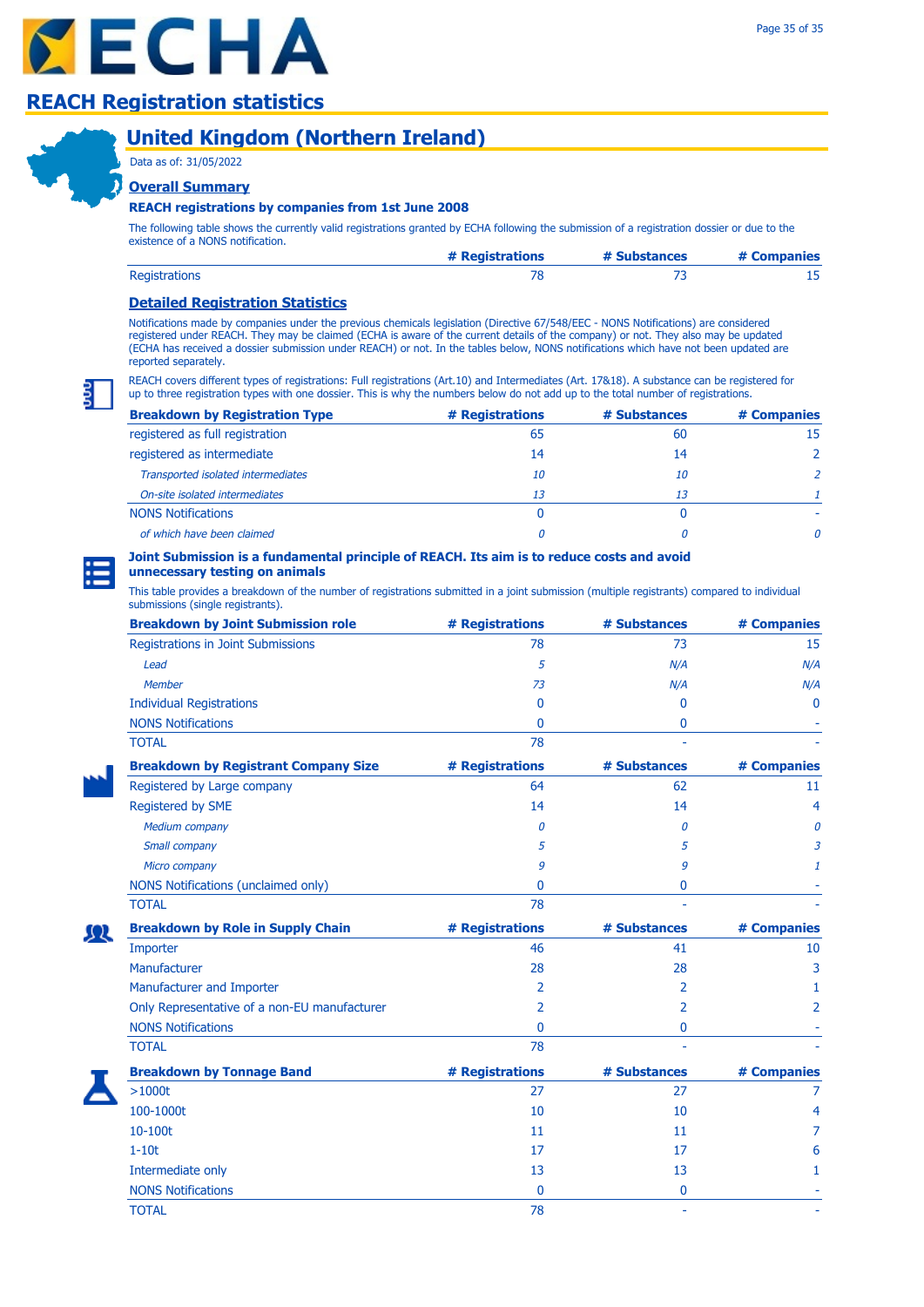# REACH Registration statistics

## United Kingdom (Northern Ireland)

Data as of: 31/05/2022

### Overall Summary

**REACH registrations by companies from 1st June 2008**

The following table shows the currently valid registrations granted by ECHA following the submission of a registration dossier or due to the existence of a NONS notification.

| | # Registrations | # Substances | # Companies |
|---|---|---|---|
| Registrations | 78 | 73 | 15 |

### Detailed Registration Statistics

Notifications made by companies under the previous chemicals legislation (Directive 67/548/EEC - NONS Notifications) are considered registered under REACH. They may be claimed (ECHA is aware of the current details of the company) or not. They also may be updated (ECHA has received a dossier submission under REACH) or not. In the tables below, NONS notifications which have not been updated are reported separately.

REACH covers different types of registrations: Full registrations (Art.10) and Intermediates (Art. 17&18). A substance can be registered for up to three registration types with one dossier. This is why the numbers below do not add up to the total number of registrations.

| Breakdown by Registration Type | # Registrations | # Substances | # Companies |
|---|---|---|---|
| registered as full registration | 65 | 60 | 15 |
| registered as intermediate | 14 | 14 | 2 |
| *Transported isolated intermediates* | *10* | *10* | *2* |
| *On-site isolated intermediates* | *13* | *13* | *1* |
| NONS Notifications | 0 | 0 | - |
| *of which have been claimed* | *0* | *0* | *0* |

**Joint Submission is a fundamental principle of REACH. Its aim is to reduce costs and avoid unnecessary testing on animals**

This table provides a breakdown of the number of registrations submitted in a joint submission (multiple registrants) compared to individual submissions (single registrants).

| Breakdown by Joint Submission role | # Registrations | # Substances | # Companies |
|---|---|---|---|
| Registrations in Joint Submissions | 78 | 73 | 15 |
| *Lead* | *5* | *N/A* | *N/A* |
| *Member* | *73* | *N/A* | *N/A* |
| Individual Registrations | 0 | 0 | 0 |
| NONS Notifications | 0 | 0 | - |
| TOTAL | 78 | - | - |

| Breakdown by Registrant Company Size | # Registrations | # Substances | # Companies |
|---|---|---|---|
| Registered by Large company | 64 | 62 | 11 |
| Registered by SME | 14 | 14 | 4 |
| *Medium company* | *0* | *0* | *0* |
| *Small company* | *5* | *5* | *3* |
| *Micro company* | *9* | *9* | *1* |
| NONS Notifications (unclaimed only) | 0 | 0 | - |
| TOTAL | 78 | - | - |

| Breakdown by Role in Supply Chain | # Registrations | # Substances | # Companies |
|---|---|---|---|
| Importer | 46 | 41 | 10 |
| Manufacturer | 28 | 28 | 3 |
| Manufacturer and Importer | 2 | 2 | 1 |
| Only Representative of a non-EU manufacturer | 2 | 2 | 2 |
| NONS Notifications | 0 | 0 | - |
| TOTAL | 78 | - | - |

| Breakdown by Tonnage Band | # Registrations | # Substances | # Companies |
|---|---|---|---|
| >1000t | 27 | 27 | 7 |
| 100-1000t | 10 | 10 | 4 |
| 10-100t | 11 | 11 | 7 |
| 1-10t | 17 | 17 | 6 |
| Intermediate only | 13 | 13 | 1 |
| NONS Notifications | 0 | 0 | - |
| TOTAL | 78 | - | - |